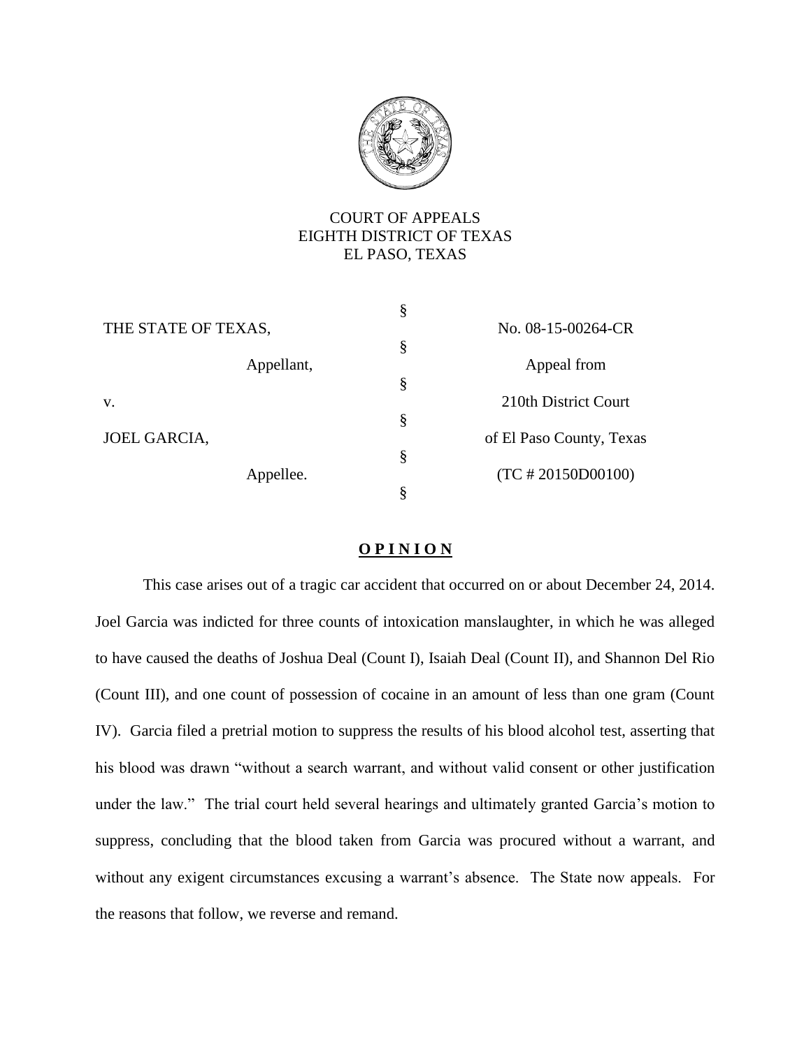COURT OF APPEALS
EIGHTH DISTRICT OF TEXAS
EL PASO, TEXAS

| | | |
|---|---|---|
| THE STATE OF TEXAS, | § | No. 08-15-00264-CR |
| Appellant, | § | Appeal from |
| v. | § | 210th District Court |
| JOEL GARCIA, | § | of El Paso County, Texas |
| Appellee. | § | (TC # 20150D00100) |
| | § | |

## **O P I N I O N**

This case arises out of a tragic car accident that occurred on or about December 24, 2014. Joel Garcia was indicted for three counts of intoxication manslaughter, in which he was alleged to have caused the deaths of Joshua Deal (Count I), Isaiah Deal (Count II), and Shannon Del Rio (Count III), and one count of possession of cocaine in an amount of less than one gram (Count IV). Garcia filed a pretrial motion to suppress the results of his blood alcohol test, asserting that his blood was drawn "without a search warrant, and without valid consent or other justification under the law." The trial court held several hearings and ultimately granted Garcia's motion to suppress, concluding that the blood taken from Garcia was procured without a warrant, and without any exigent circumstances excusing a warrant's absence. The State now appeals. For the reasons that follow, we reverse and remand.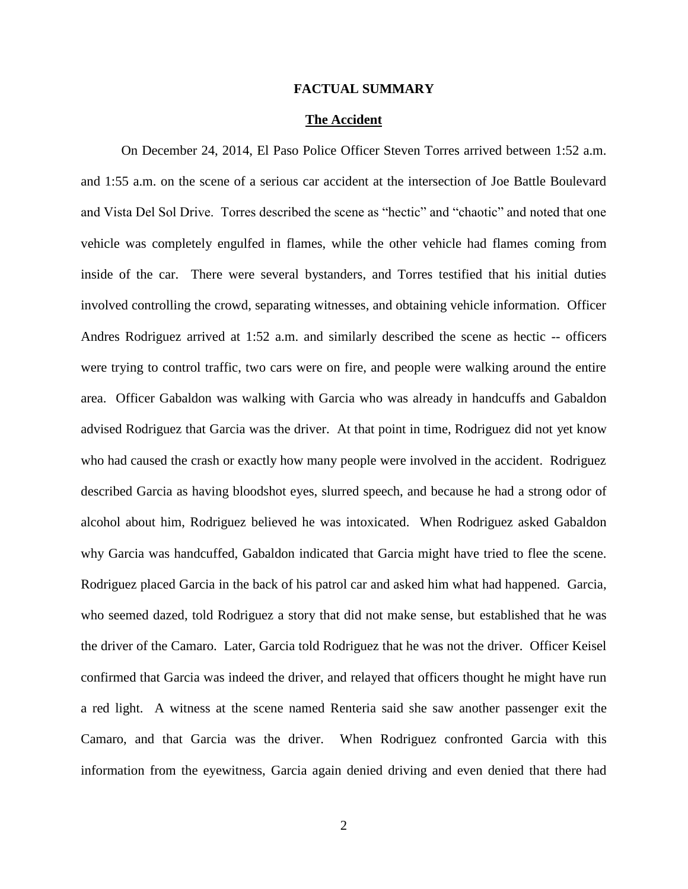## FACTUAL SUMMARY

### The Accident

On December 24, 2014, El Paso Police Officer Steven Torres arrived between 1:52 a.m. and 1:55 a.m. on the scene of a serious car accident at the intersection of Joe Battle Boulevard and Vista Del Sol Drive. Torres described the scene as "hectic" and "chaotic" and noted that one vehicle was completely engulfed in flames, while the other vehicle had flames coming from inside of the car. There were several bystanders, and Torres testified that his initial duties involved controlling the crowd, separating witnesses, and obtaining vehicle information. Officer Andres Rodriguez arrived at 1:52 a.m. and similarly described the scene as hectic -- officers were trying to control traffic, two cars were on fire, and people were walking around the entire area. Officer Gabaldon was walking with Garcia who was already in handcuffs and Gabaldon advised Rodriguez that Garcia was the driver. At that point in time, Rodriguez did not yet know who had caused the crash or exactly how many people were involved in the accident. Rodriguez described Garcia as having bloodshot eyes, slurred speech, and because he had a strong odor of alcohol about him, Rodriguez believed he was intoxicated. When Rodriguez asked Gabaldon why Garcia was handcuffed, Gabaldon indicated that Garcia might have tried to flee the scene. Rodriguez placed Garcia in the back of his patrol car and asked him what had happened. Garcia, who seemed dazed, told Rodriguez a story that did not make sense, but established that he was the driver of the Camaro. Later, Garcia told Rodriguez that he was not the driver. Officer Keisel confirmed that Garcia was indeed the driver, and relayed that officers thought he might have run a red light. A witness at the scene named Renteria said she saw another passenger exit the Camaro, and that Garcia was the driver. When Rodriguez confronted Garcia with this information from the eyewitness, Garcia again denied driving and even denied that there had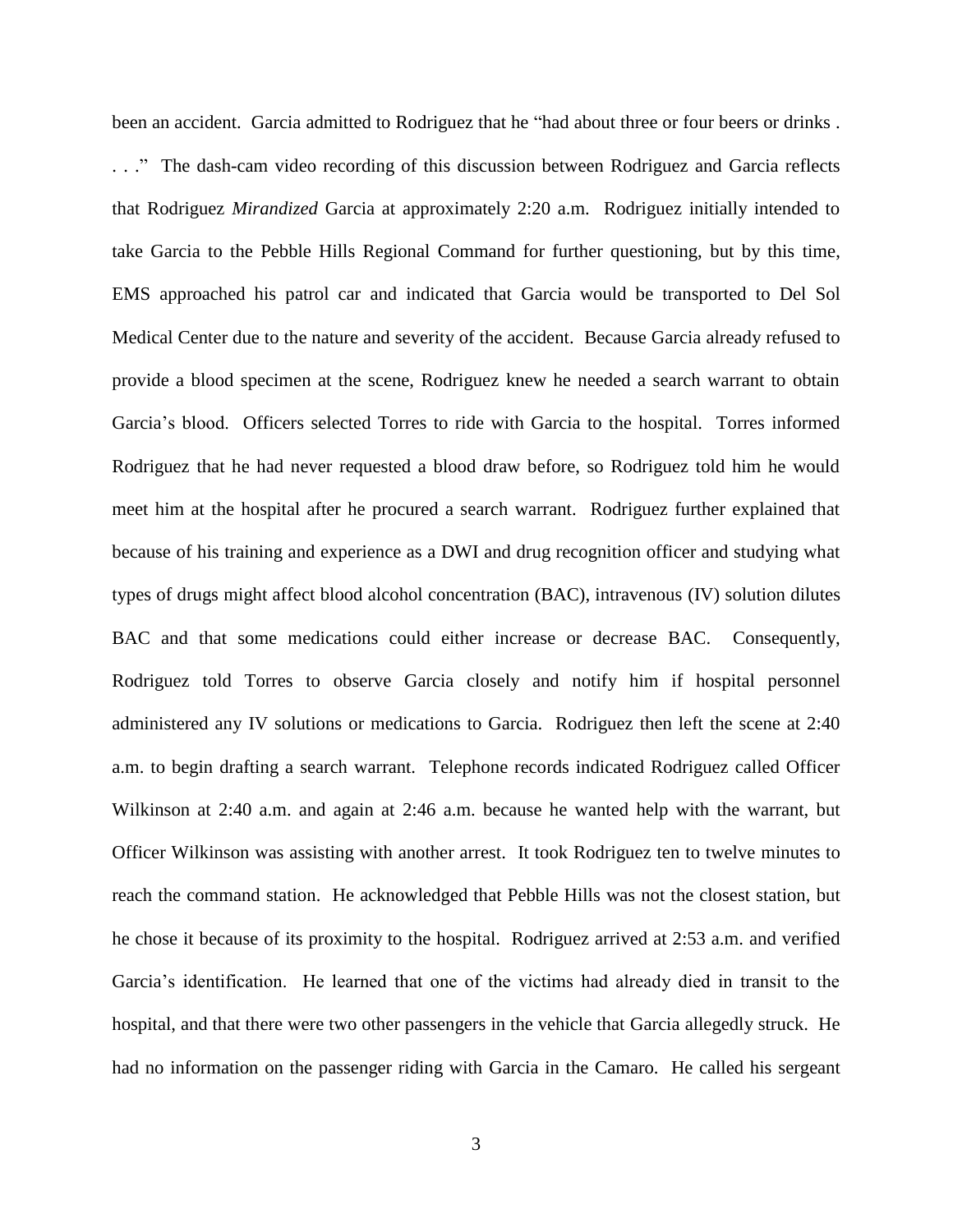been an accident. Garcia admitted to Rodriguez that he "had about three or four beers or drinks . . . ." The dash-cam video recording of this discussion between Rodriguez and Garcia reflects that Rodriguez *Mirandized* Garcia at approximately 2:20 a.m. Rodriguez initially intended to take Garcia to the Pebble Hills Regional Command for further questioning, but by this time, EMS approached his patrol car and indicated that Garcia would be transported to Del Sol Medical Center due to the nature and severity of the accident. Because Garcia already refused to provide a blood specimen at the scene, Rodriguez knew he needed a search warrant to obtain Garcia's blood. Officers selected Torres to ride with Garcia to the hospital. Torres informed Rodriguez that he had never requested a blood draw before, so Rodriguez told him he would meet him at the hospital after he procured a search warrant. Rodriguez further explained that because of his training and experience as a DWI and drug recognition officer and studying what types of drugs might affect blood alcohol concentration (BAC), intravenous (IV) solution dilutes BAC and that some medications could either increase or decrease BAC. Consequently, Rodriguez told Torres to observe Garcia closely and notify him if hospital personnel administered any IV solutions or medications to Garcia. Rodriguez then left the scene at 2:40 a.m. to begin drafting a search warrant. Telephone records indicated Rodriguez called Officer Wilkinson at 2:40 a.m. and again at 2:46 a.m. because he wanted help with the warrant, but Officer Wilkinson was assisting with another arrest. It took Rodriguez ten to twelve minutes to reach the command station. He acknowledged that Pebble Hills was not the closest station, but he chose it because of its proximity to the hospital. Rodriguez arrived at 2:53 a.m. and verified Garcia's identification. He learned that one of the victims had already died in transit to the hospital, and that there were two other passengers in the vehicle that Garcia allegedly struck. He had no information on the passenger riding with Garcia in the Camaro. He called his sergeant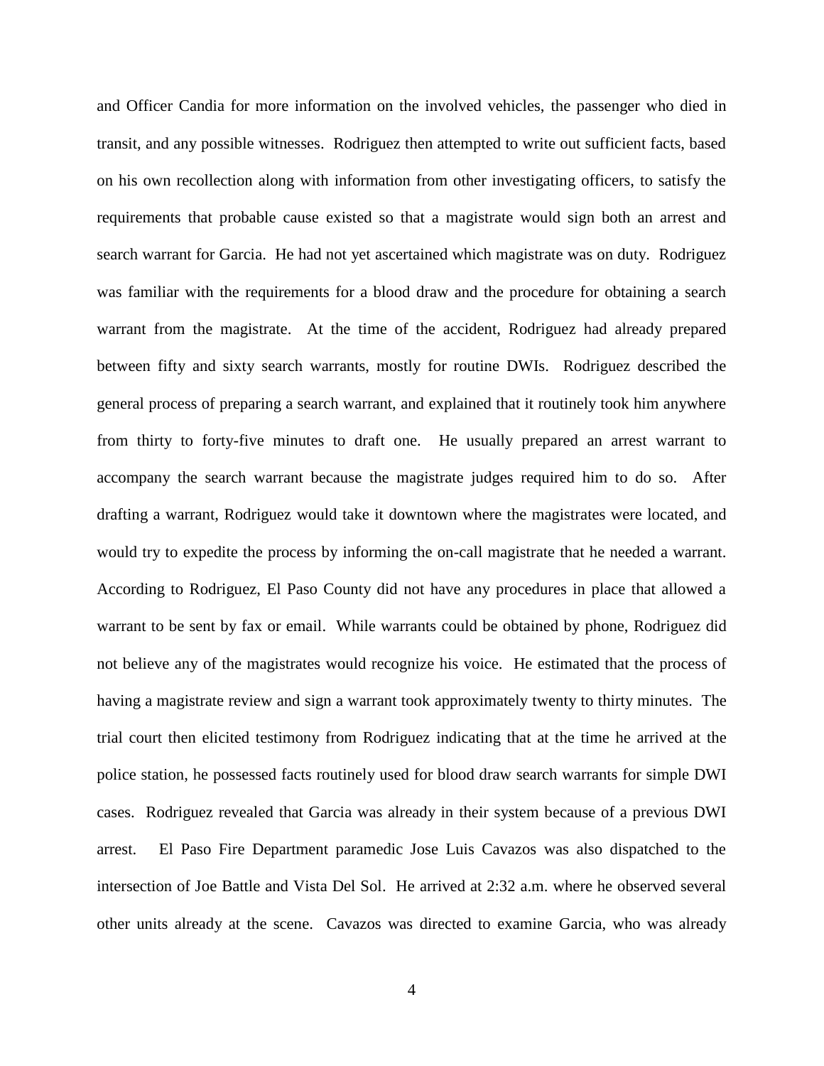and Officer Candia for more information on the involved vehicles, the passenger who died in transit, and any possible witnesses. Rodriguez then attempted to write out sufficient facts, based on his own recollection along with information from other investigating officers, to satisfy the requirements that probable cause existed so that a magistrate would sign both an arrest and search warrant for Garcia. He had not yet ascertained which magistrate was on duty. Rodriguez was familiar with the requirements for a blood draw and the procedure for obtaining a search warrant from the magistrate. At the time of the accident, Rodriguez had already prepared between fifty and sixty search warrants, mostly for routine DWIs. Rodriguez described the general process of preparing a search warrant, and explained that it routinely took him anywhere from thirty to forty-five minutes to draft one. He usually prepared an arrest warrant to accompany the search warrant because the magistrate judges required him to do so. After drafting a warrant, Rodriguez would take it downtown where the magistrates were located, and would try to expedite the process by informing the on-call magistrate that he needed a warrant. According to Rodriguez, El Paso County did not have any procedures in place that allowed a warrant to be sent by fax or email. While warrants could be obtained by phone, Rodriguez did not believe any of the magistrates would recognize his voice. He estimated that the process of having a magistrate review and sign a warrant took approximately twenty to thirty minutes. The trial court then elicited testimony from Rodriguez indicating that at the time he arrived at the police station, he possessed facts routinely used for blood draw search warrants for simple DWI cases. Rodriguez revealed that Garcia was already in their system because of a previous DWI arrest. El Paso Fire Department paramedic Jose Luis Cavazos was also dispatched to the intersection of Joe Battle and Vista Del Sol. He arrived at 2:32 a.m. where he observed several other units already at the scene. Cavazos was directed to examine Garcia, who was already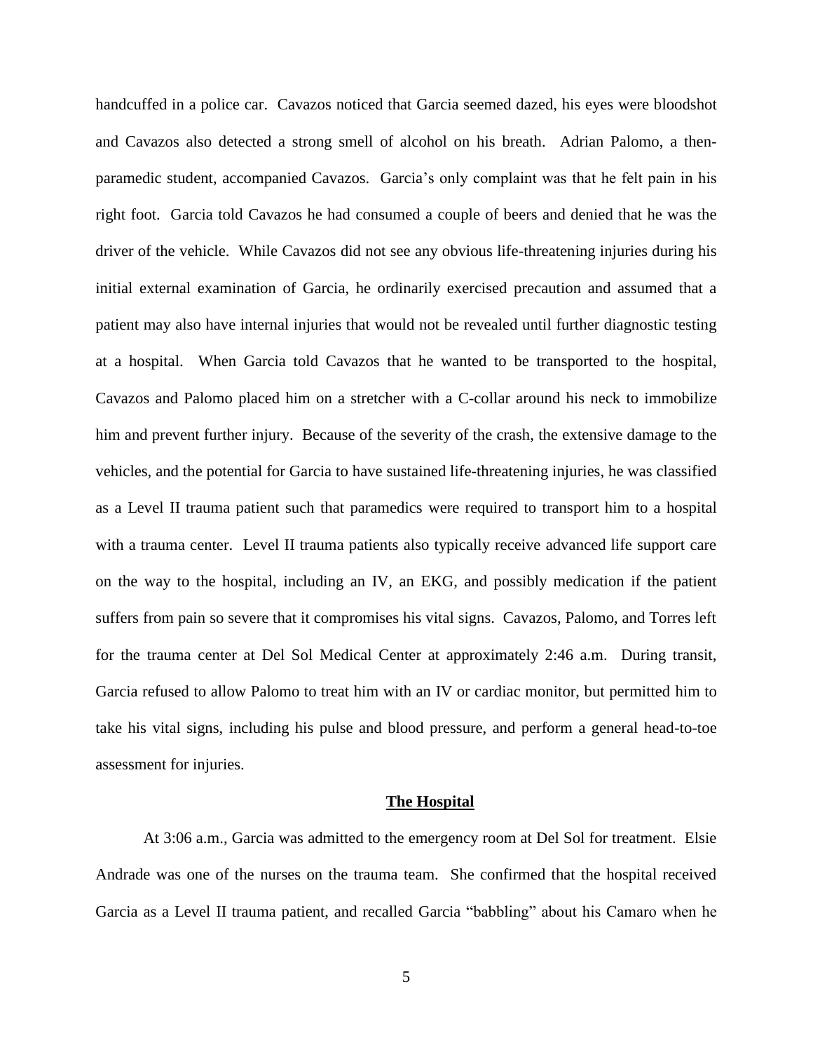handcuffed in a police car. Cavazos noticed that Garcia seemed dazed, his eyes were bloodshot and Cavazos also detected a strong smell of alcohol on his breath. Adrian Palomo, a then-paramedic student, accompanied Cavazos. Garcia's only complaint was that he felt pain in his right foot. Garcia told Cavazos he had consumed a couple of beers and denied that he was the driver of the vehicle. While Cavazos did not see any obvious life-threatening injuries during his initial external examination of Garcia, he ordinarily exercised precaution and assumed that a patient may also have internal injuries that would not be revealed until further diagnostic testing at a hospital. When Garcia told Cavazos that he wanted to be transported to the hospital, Cavazos and Palomo placed him on a stretcher with a C-collar around his neck to immobilize him and prevent further injury. Because of the severity of the crash, the extensive damage to the vehicles, and the potential for Garcia to have sustained life-threatening injuries, he was classified as a Level II trauma patient such that paramedics were required to transport him to a hospital with a trauma center. Level II trauma patients also typically receive advanced life support care on the way to the hospital, including an IV, an EKG, and possibly medication if the patient suffers from pain so severe that it compromises his vital signs. Cavazos, Palomo, and Torres left for the trauma center at Del Sol Medical Center at approximately 2:46 a.m. During transit, Garcia refused to allow Palomo to treat him with an IV or cardiac monitor, but permitted him to take his vital signs, including his pulse and blood pressure, and perform a general head-to-toe assessment for injuries.

## The Hospital

At 3:06 a.m., Garcia was admitted to the emergency room at Del Sol for treatment. Elsie Andrade was one of the nurses on the trauma team. She confirmed that the hospital received Garcia as a Level II trauma patient, and recalled Garcia "babbling" about his Camaro when he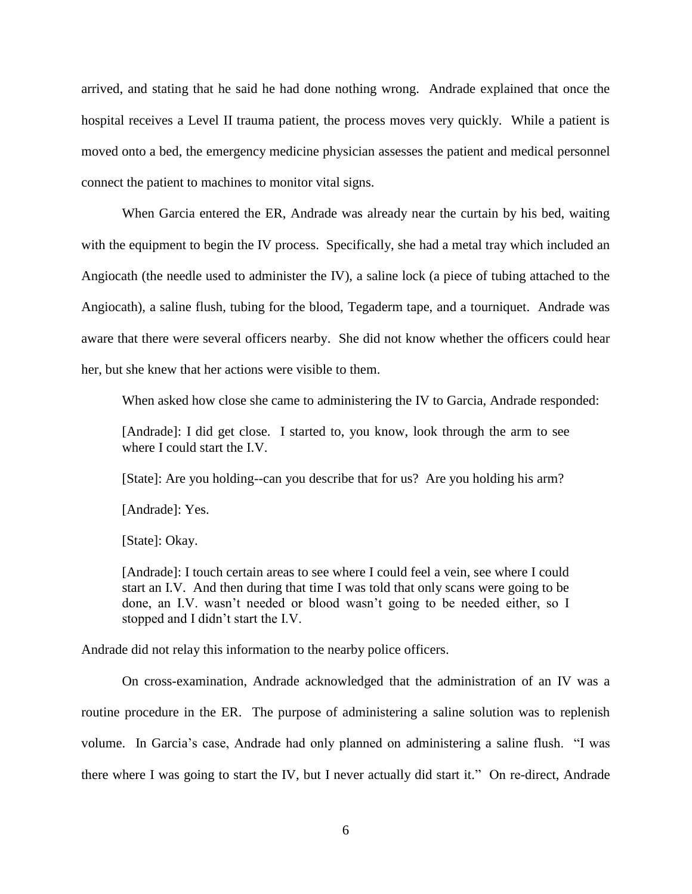arrived, and stating that he said he had done nothing wrong. Andrade explained that once the hospital receives a Level II trauma patient, the process moves very quickly. While a patient is moved onto a bed, the emergency medicine physician assesses the patient and medical personnel connect the patient to machines to monitor vital signs.

When Garcia entered the ER, Andrade was already near the curtain by his bed, waiting with the equipment to begin the IV process. Specifically, she had a metal tray which included an Angiocath (the needle used to administer the IV), a saline lock (a piece of tubing attached to the Angiocath), a saline flush, tubing for the blood, Tegaderm tape, and a tourniquet. Andrade was aware that there were several officers nearby. She did not know whether the officers could hear her, but she knew that her actions were visible to them.

When asked how close she came to administering the IV to Garcia, Andrade responded:

> [Andrade]: I did get close. I started to, you know, look through the arm to see where I could start the I.V.
>
> [State]: Are you holding--can you describe that for us? Are you holding his arm?
>
> [Andrade]: Yes.
>
> [State]: Okay.
>
> [Andrade]: I touch certain areas to see where I could feel a vein, see where I could start an I.V. And then during that time I was told that only scans were going to be done, an I.V. wasn't needed or blood wasn't going to be needed either, so I stopped and I didn't start the I.V.

Andrade did not relay this information to the nearby police officers.

On cross-examination, Andrade acknowledged that the administration of an IV was a routine procedure in the ER. The purpose of administering a saline solution was to replenish volume. In Garcia's case, Andrade had only planned on administering a saline flush. "I was there where I was going to start the IV, but I never actually did start it." On re-direct, Andrade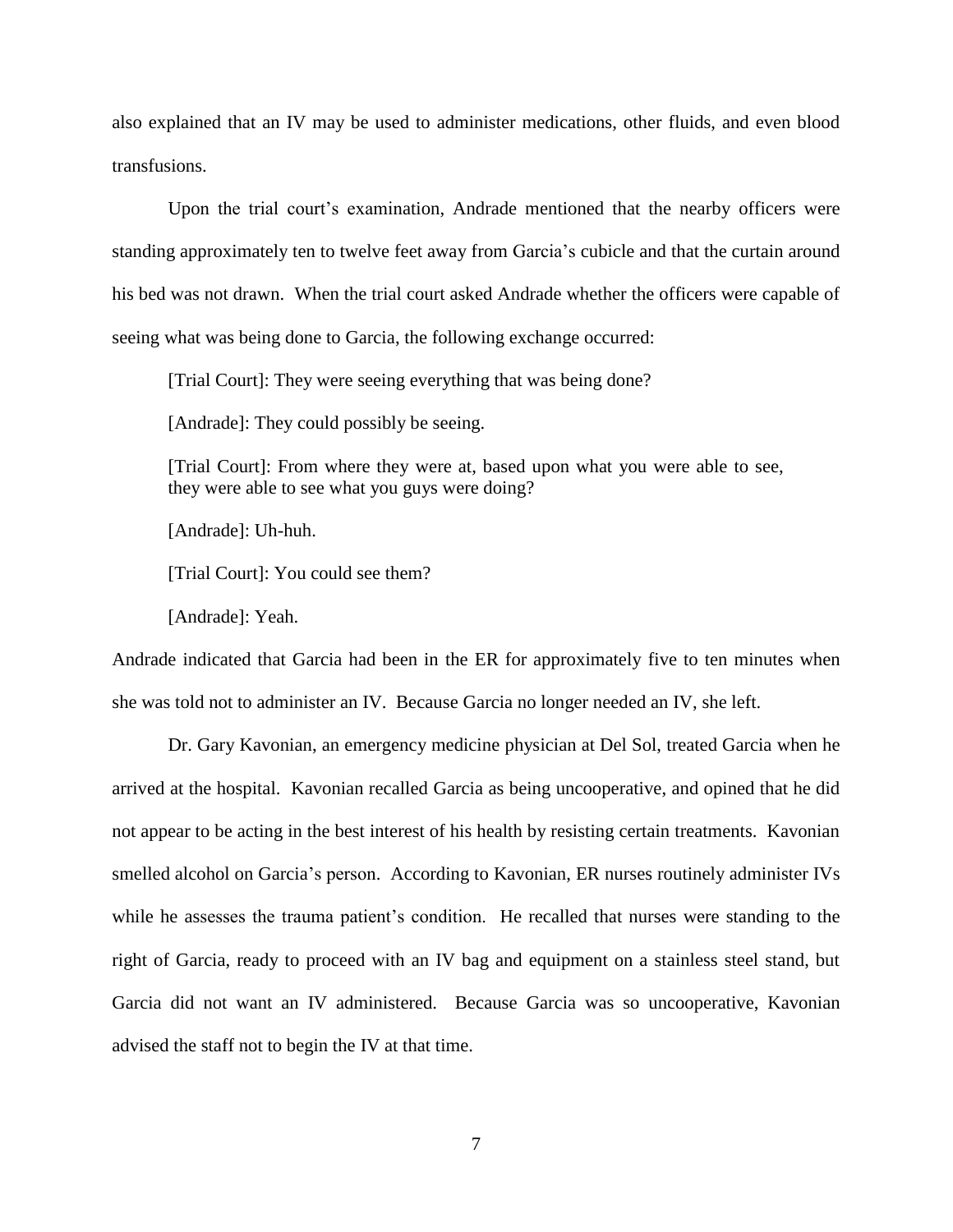also explained that an IV may be used to administer medications, other fluids, and even blood transfusions.

Upon the trial court's examination, Andrade mentioned that the nearby officers were standing approximately ten to twelve feet away from Garcia's cubicle and that the curtain around his bed was not drawn. When the trial court asked Andrade whether the officers were capable of seeing what was being done to Garcia, the following exchange occurred:

> [Trial Court]: They were seeing everything that was being done?
>
> [Andrade]: They could possibly be seeing.
>
> [Trial Court]: From where they were at, based upon what you were able to see, they were able to see what you guys were doing?
>
> [Andrade]: Uh-huh.
>
> [Trial Court]: You could see them?
>
> [Andrade]: Yeah.

Andrade indicated that Garcia had been in the ER for approximately five to ten minutes when she was told not to administer an IV. Because Garcia no longer needed an IV, she left.

Dr. Gary Kavonian, an emergency medicine physician at Del Sol, treated Garcia when he arrived at the hospital. Kavonian recalled Garcia as being uncooperative, and opined that he did not appear to be acting in the best interest of his health by resisting certain treatments. Kavonian smelled alcohol on Garcia's person. According to Kavonian, ER nurses routinely administer IVs while he assesses the trauma patient's condition. He recalled that nurses were standing to the right of Garcia, ready to proceed with an IV bag and equipment on a stainless steel stand, but Garcia did not want an IV administered. Because Garcia was so uncooperative, Kavonian advised the staff not to begin the IV at that time.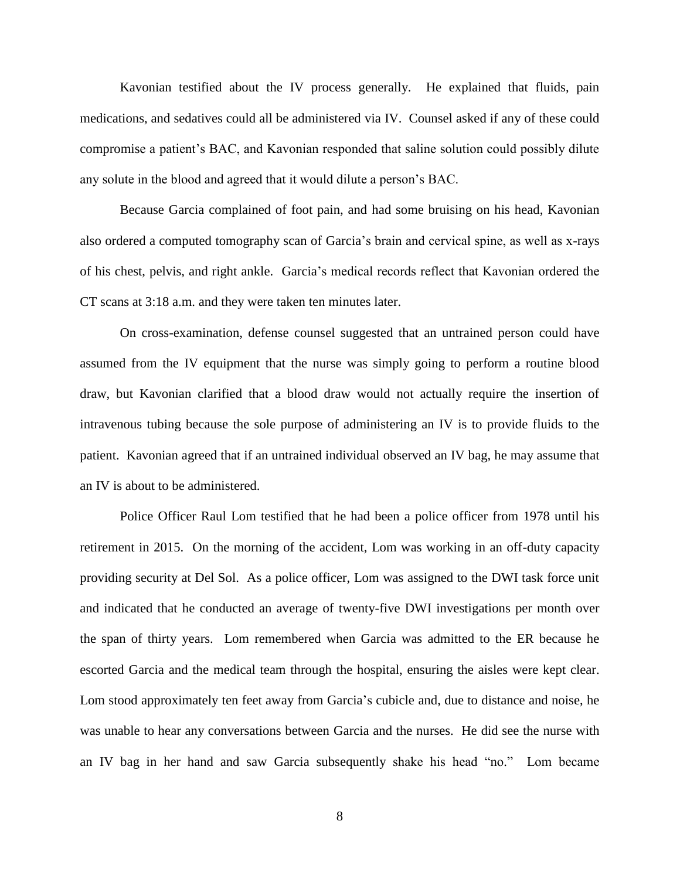Kavonian testified about the IV process generally. He explained that fluids, pain medications, and sedatives could all be administered via IV. Counsel asked if any of these could compromise a patient's BAC, and Kavonian responded that saline solution could possibly dilute any solute in the blood and agreed that it would dilute a person's BAC.

Because Garcia complained of foot pain, and had some bruising on his head, Kavonian also ordered a computed tomography scan of Garcia's brain and cervical spine, as well as x-rays of his chest, pelvis, and right ankle. Garcia's medical records reflect that Kavonian ordered the CT scans at 3:18 a.m. and they were taken ten minutes later.

On cross-examination, defense counsel suggested that an untrained person could have assumed from the IV equipment that the nurse was simply going to perform a routine blood draw, but Kavonian clarified that a blood draw would not actually require the insertion of intravenous tubing because the sole purpose of administering an IV is to provide fluids to the patient. Kavonian agreed that if an untrained individual observed an IV bag, he may assume that an IV is about to be administered.

Police Officer Raul Lom testified that he had been a police officer from 1978 until his retirement in 2015. On the morning of the accident, Lom was working in an off-duty capacity providing security at Del Sol. As a police officer, Lom was assigned to the DWI task force unit and indicated that he conducted an average of twenty-five DWI investigations per month over the span of thirty years. Lom remembered when Garcia was admitted to the ER because he escorted Garcia and the medical team through the hospital, ensuring the aisles were kept clear. Lom stood approximately ten feet away from Garcia's cubicle and, due to distance and noise, he was unable to hear any conversations between Garcia and the nurses. He did see the nurse with an IV bag in her hand and saw Garcia subsequently shake his head "no." Lom became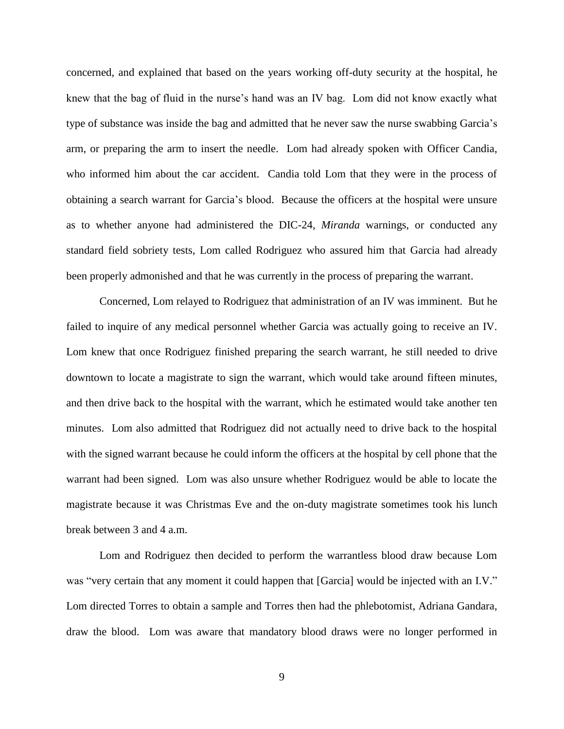concerned, and explained that based on the years working off-duty security at the hospital, he knew that the bag of fluid in the nurse's hand was an IV bag. Lom did not know exactly what type of substance was inside the bag and admitted that he never saw the nurse swabbing Garcia's arm, or preparing the arm to insert the needle. Lom had already spoken with Officer Candia, who informed him about the car accident. Candia told Lom that they were in the process of obtaining a search warrant for Garcia's blood. Because the officers at the hospital were unsure as to whether anyone had administered the DIC-24, *Miranda* warnings, or conducted any standard field sobriety tests, Lom called Rodriguez who assured him that Garcia had already been properly admonished and that he was currently in the process of preparing the warrant.

Concerned, Lom relayed to Rodriguez that administration of an IV was imminent. But he failed to inquire of any medical personnel whether Garcia was actually going to receive an IV. Lom knew that once Rodriguez finished preparing the search warrant, he still needed to drive downtown to locate a magistrate to sign the warrant, which would take around fifteen minutes, and then drive back to the hospital with the warrant, which he estimated would take another ten minutes. Lom also admitted that Rodriguez did not actually need to drive back to the hospital with the signed warrant because he could inform the officers at the hospital by cell phone that the warrant had been signed. Lom was also unsure whether Rodriguez would be able to locate the magistrate because it was Christmas Eve and the on-duty magistrate sometimes took his lunch break between 3 and 4 a.m.

Lom and Rodriguez then decided to perform the warrantless blood draw because Lom was "very certain that any moment it could happen that [Garcia] would be injected with an I.V." Lom directed Torres to obtain a sample and Torres then had the phlebotomist, Adriana Gandara, draw the blood. Lom was aware that mandatory blood draws were no longer performed in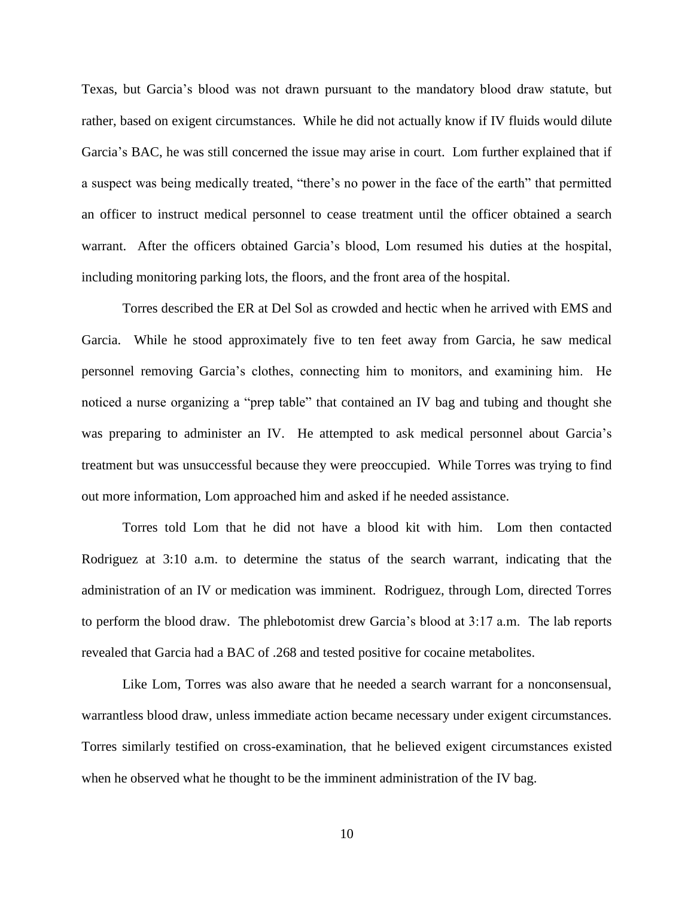Texas, but Garcia's blood was not drawn pursuant to the mandatory blood draw statute, but rather, based on exigent circumstances. While he did not actually know if IV fluids would dilute Garcia's BAC, he was still concerned the issue may arise in court. Lom further explained that if a suspect was being medically treated, "there's no power in the face of the earth" that permitted an officer to instruct medical personnel to cease treatment until the officer obtained a search warrant. After the officers obtained Garcia's blood, Lom resumed his duties at the hospital, including monitoring parking lots, the floors, and the front area of the hospital.

Torres described the ER at Del Sol as crowded and hectic when he arrived with EMS and Garcia. While he stood approximately five to ten feet away from Garcia, he saw medical personnel removing Garcia's clothes, connecting him to monitors, and examining him. He noticed a nurse organizing a "prep table" that contained an IV bag and tubing and thought she was preparing to administer an IV. He attempted to ask medical personnel about Garcia's treatment but was unsuccessful because they were preoccupied. While Torres was trying to find out more information, Lom approached him and asked if he needed assistance.

Torres told Lom that he did not have a blood kit with him. Lom then contacted Rodriguez at 3:10 a.m. to determine the status of the search warrant, indicating that the administration of an IV or medication was imminent. Rodriguez, through Lom, directed Torres to perform the blood draw. The phlebotomist drew Garcia's blood at 3:17 a.m. The lab reports revealed that Garcia had a BAC of .268 and tested positive for cocaine metabolites.

Like Lom, Torres was also aware that he needed a search warrant for a nonconsensual, warrantless blood draw, unless immediate action became necessary under exigent circumstances. Torres similarly testified on cross-examination, that he believed exigent circumstances existed when he observed what he thought to be the imminent administration of the IV bag.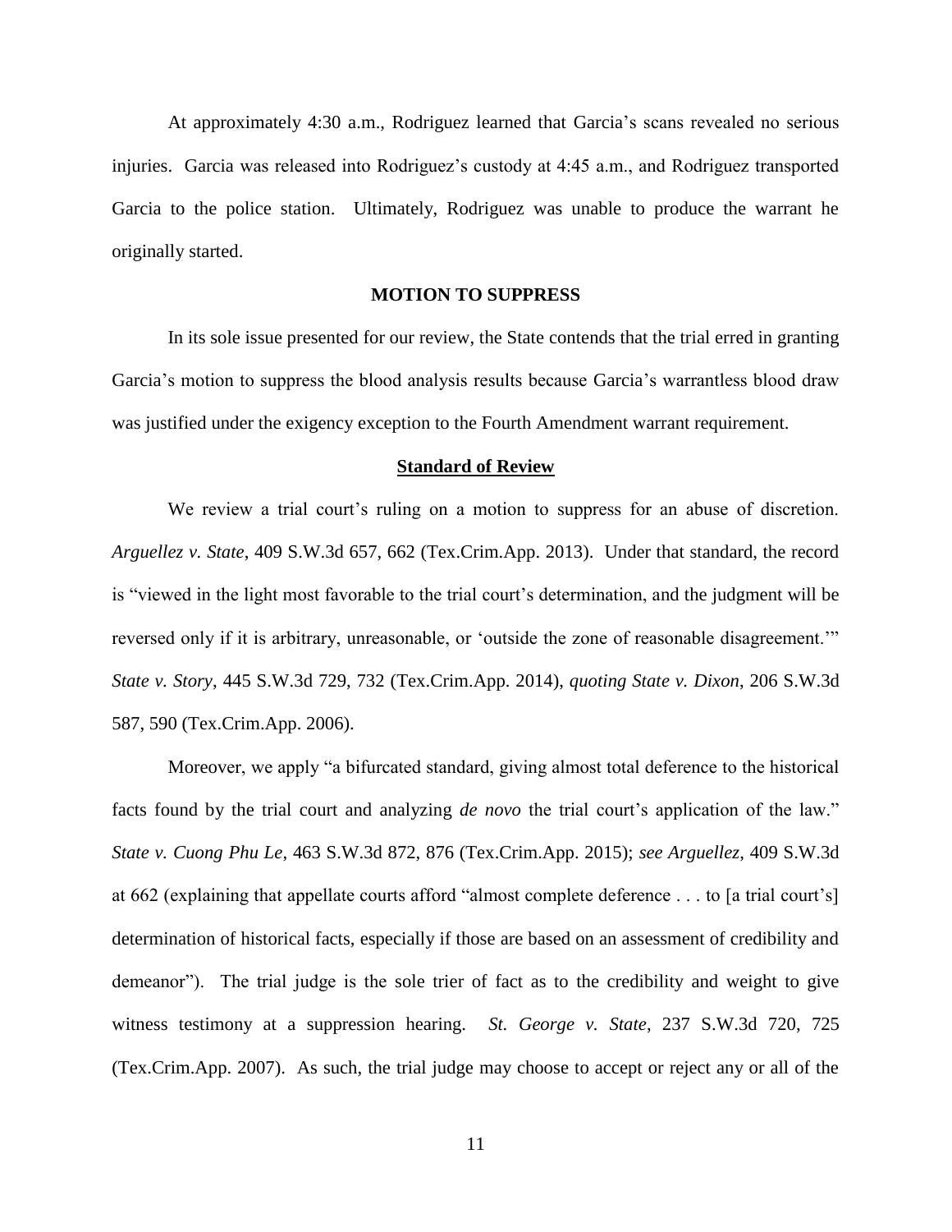At approximately 4:30 a.m., Rodriguez learned that Garcia's scans revealed no serious injuries. Garcia was released into Rodriguez's custody at 4:45 a.m., and Rodriguez transported Garcia to the police station. Ultimately, Rodriguez was unable to produce the warrant he originally started.

## MOTION TO SUPPRESS

In its sole issue presented for our review, the State contends that the trial erred in granting Garcia's motion to suppress the blood analysis results because Garcia's warrantless blood draw was justified under the exigency exception to the Fourth Amendment warrant requirement.

### Standard of Review

We review a trial court's ruling on a motion to suppress for an abuse of discretion. *Arguellez v. State*, 409 S.W.3d 657, 662 (Tex.Crim.App. 2013). Under that standard, the record is "viewed in the light most favorable to the trial court's determination, and the judgment will be reversed only if it is arbitrary, unreasonable, or 'outside the zone of reasonable disagreement.'" *State v. Story*, 445 S.W.3d 729, 732 (Tex.Crim.App. 2014), *quoting State v. Dixon*, 206 S.W.3d 587, 590 (Tex.Crim.App. 2006).

Moreover, we apply "a bifurcated standard, giving almost total deference to the historical facts found by the trial court and analyzing *de novo* the trial court's application of the law." *State v. Cuong Phu Le*, 463 S.W.3d 872, 876 (Tex.Crim.App. 2015); *see Arguellez*, 409 S.W.3d at 662 (explaining that appellate courts afford "almost complete deference . . . to [a trial court's] determination of historical facts, especially if those are based on an assessment of credibility and demeanor"). The trial judge is the sole trier of fact as to the credibility and weight to give witness testimony at a suppression hearing. *St. George v. State*, 237 S.W.3d 720, 725 (Tex.Crim.App. 2007). As such, the trial judge may choose to accept or reject any or all of the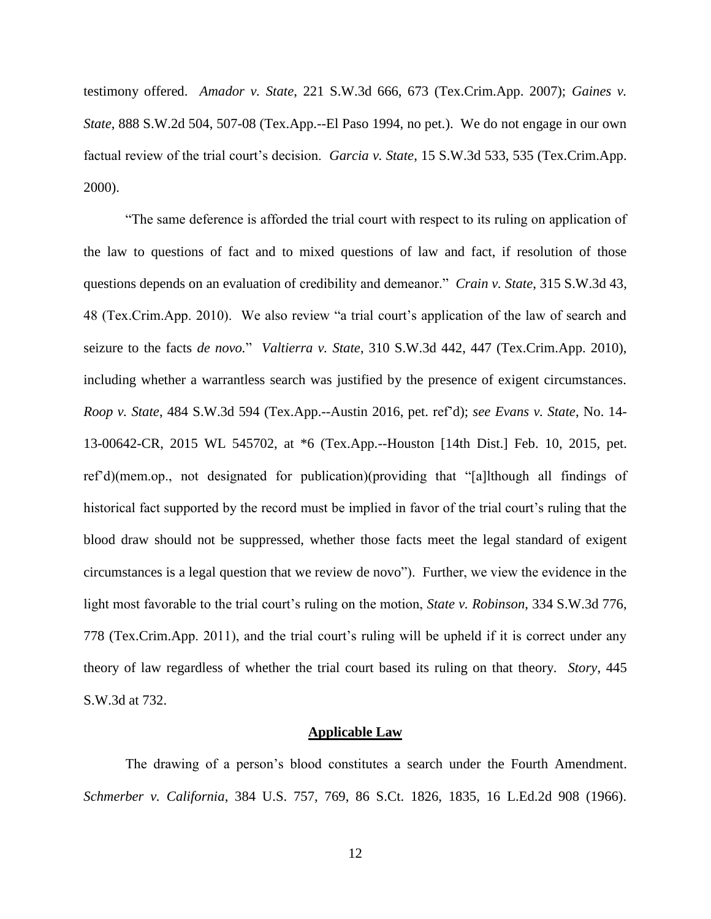testimony offered. *Amador v. State*, 221 S.W.3d 666, 673 (Tex.Crim.App. 2007); *Gaines v. State*, 888 S.W.2d 504, 507-08 (Tex.App.--El Paso 1994, no pet.). We do not engage in our own factual review of the trial court's decision. *Garcia v. State*, 15 S.W.3d 533, 535 (Tex.Crim.App. 2000).

"The same deference is afforded the trial court with respect to its ruling on application of the law to questions of fact and to mixed questions of law and fact, if resolution of those questions depends on an evaluation of credibility and demeanor." *Crain v. State*, 315 S.W.3d 43, 48 (Tex.Crim.App. 2010). We also review "a trial court's application of the law of search and seizure to the facts *de novo.*" *Valtierra v. State*, 310 S.W.3d 442, 447 (Tex.Crim.App. 2010), including whether a warrantless search was justified by the presence of exigent circumstances. *Roop v. State*, 484 S.W.3d 594 (Tex.App.--Austin 2016, pet. ref'd); *see Evans v. State*, No. 14-13-00642-CR, 2015 WL 545702, at *6 (Tex.App.--Houston [14th Dist.] Feb. 10, 2015, pet. ref'd)(mem.op., not designated for publication)(providing that "[a]lthough all findings of historical fact supported by the record must be implied in favor of the trial court's ruling that the blood draw should not be suppressed, whether those facts meet the legal standard of exigent circumstances is a legal question that we review de novo"). Further, we view the evidence in the light most favorable to the trial court's ruling on the motion, *State v. Robinson*, 334 S.W.3d 776, 778 (Tex.Crim.App. 2011), and the trial court's ruling will be upheld if it is correct under any theory of law regardless of whether the trial court based its ruling on that theory. *Story*, 445 S.W.3d at 732.

## Applicable Law

The drawing of a person's blood constitutes a search under the Fourth Amendment. *Schmerber v. California*, 384 U.S. 757, 769, 86 S.Ct. 1826, 1835, 16 L.Ed.2d 908 (1966).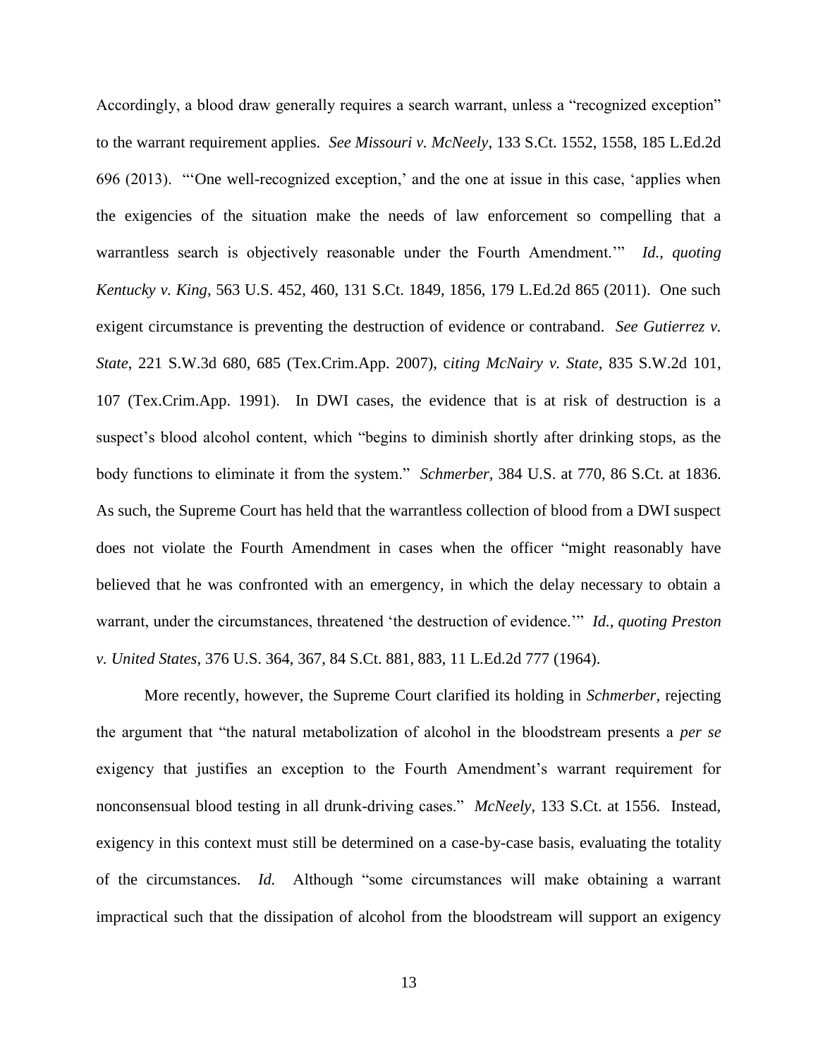Accordingly, a blood draw generally requires a search warrant, unless a "recognized exception" to the warrant requirement applies. *See Missouri v. McNeely*, 133 S.Ct. 1552, 1558, 185 L.Ed.2d 696 (2013). "'One well-recognized exception,' and the one at issue in this case, 'applies when the exigencies of the situation make the needs of law enforcement so compelling that a warrantless search is objectively reasonable under the Fourth Amendment.'" *Id.*, *quoting Kentucky v. King*, 563 U.S. 452, 460, 131 S.Ct. 1849, 1856, 179 L.Ed.2d 865 (2011). One such exigent circumstance is preventing the destruction of evidence or contraband. *See Gutierrez v. State*, 221 S.W.3d 680, 685 (Tex.Crim.App. 2007), c*iting McNairy v. State*, 835 S.W.2d 101, 107 (Tex.Crim.App. 1991). In DWI cases, the evidence that is at risk of destruction is a suspect's blood alcohol content, which "begins to diminish shortly after drinking stops, as the body functions to eliminate it from the system." *Schmerber*, 384 U.S. at 770, 86 S.Ct. at 1836. As such, the Supreme Court has held that the warrantless collection of blood from a DWI suspect does not violate the Fourth Amendment in cases when the officer "might reasonably have believed that he was confronted with an emergency, in which the delay necessary to obtain a warrant, under the circumstances, threatened 'the destruction of evidence.'" *Id.*, *quoting Preston v. United States*, 376 U.S. 364, 367, 84 S.Ct. 881, 883, 11 L.Ed.2d 777 (1964).

More recently, however, the Supreme Court clarified its holding in *Schmerber*, rejecting the argument that "the natural metabolization of alcohol in the bloodstream presents a *per se* exigency that justifies an exception to the Fourth Amendment's warrant requirement for nonconsensual blood testing in all drunk-driving cases." *McNeely*, 133 S.Ct. at 1556. Instead, exigency in this context must still be determined on a case-by-case basis, evaluating the totality of the circumstances. *Id.* Although "some circumstances will make obtaining a warrant impractical such that the dissipation of alcohol from the bloodstream will support an exigency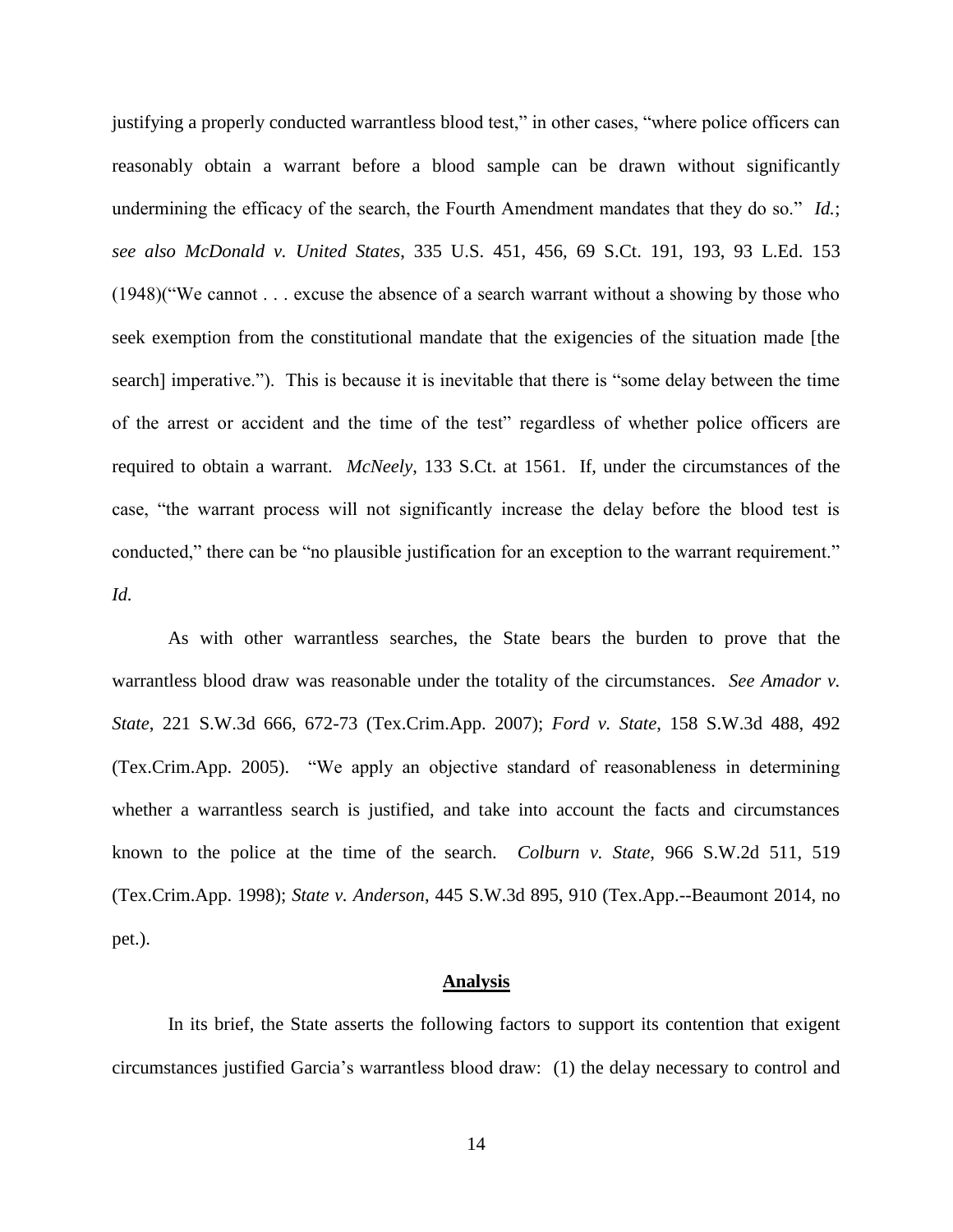justifying a properly conducted warrantless blood test," in other cases, "where police officers can reasonably obtain a warrant before a blood sample can be drawn without significantly undermining the efficacy of the search, the Fourth Amendment mandates that they do so." *Id.*; *see also McDonald v. United States*, 335 U.S. 451, 456, 69 S.Ct. 191, 193, 93 L.Ed. 153 (1948)("We cannot . . . excuse the absence of a search warrant without a showing by those who seek exemption from the constitutional mandate that the exigencies of the situation made [the search] imperative."). This is because it is inevitable that there is "some delay between the time of the arrest or accident and the time of the test" regardless of whether police officers are required to obtain a warrant. *McNeely*, 133 S.Ct. at 1561. If, under the circumstances of the case, "the warrant process will not significantly increase the delay before the blood test is conducted," there can be "no plausible justification for an exception to the warrant requirement." *Id.*

As with other warrantless searches, the State bears the burden to prove that the warrantless blood draw was reasonable under the totality of the circumstances. *See Amador v. State*, 221 S.W.3d 666, 672-73 (Tex.Crim.App. 2007); *Ford v. State*, 158 S.W.3d 488, 492 (Tex.Crim.App. 2005). "We apply an objective standard of reasonableness in determining whether a warrantless search is justified, and take into account the facts and circumstances known to the police at the time of the search. *Colburn v. State*, 966 S.W.2d 511, 519 (Tex.Crim.App. 1998); *State v. Anderson*, 445 S.W.3d 895, 910 (Tex.App.--Beaumont 2014, no pet.).

## Analysis

In its brief, the State asserts the following factors to support its contention that exigent circumstances justified Garcia's warrantless blood draw: (1) the delay necessary to control and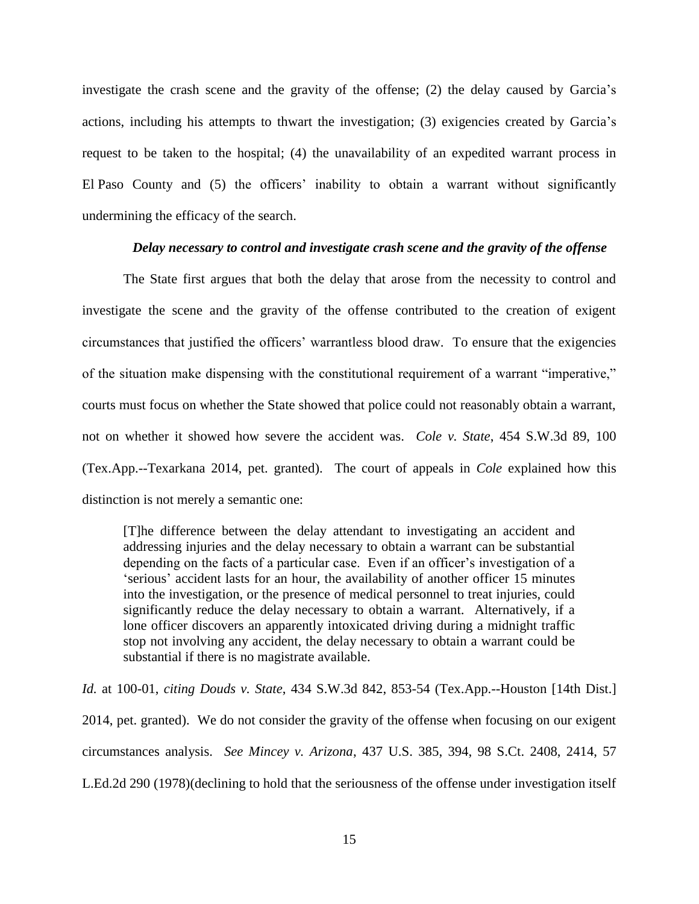investigate the crash scene and the gravity of the offense; (2) the delay caused by Garcia's actions, including his attempts to thwart the investigation; (3) exigencies created by Garcia's request to be taken to the hospital; (4) the unavailability of an expedited warrant process in El Paso County and (5) the officers' inability to obtain a warrant without significantly undermining the efficacy of the search.

***Delay necessary to control and investigate crash scene and the gravity of the offense***

The State first argues that both the delay that arose from the necessity to control and investigate the scene and the gravity of the offense contributed to the creation of exigent circumstances that justified the officers' warrantless blood draw. To ensure that the exigencies of the situation make dispensing with the constitutional requirement of a warrant "imperative," courts must focus on whether the State showed that police could not reasonably obtain a warrant, not on whether it showed how severe the accident was. *Cole v. State*, 454 S.W.3d 89, 100 (Tex.App.--Texarkana 2014, pet. granted). The court of appeals in *Cole* explained how this distinction is not merely a semantic one:

> [T]he difference between the delay attendant to investigating an accident and addressing injuries and the delay necessary to obtain a warrant can be substantial depending on the facts of a particular case. Even if an officer's investigation of a 'serious' accident lasts for an hour, the availability of another officer 15 minutes into the investigation, or the presence of medical personnel to treat injuries, could significantly reduce the delay necessary to obtain a warrant. Alternatively, if a lone officer discovers an apparently intoxicated driving during a midnight traffic stop not involving any accident, the delay necessary to obtain a warrant could be substantial if there is no magistrate available.

*Id.* at 100-01, *citing Douds v. State*, 434 S.W.3d 842, 853-54 (Tex.App.--Houston [14th Dist.] 2014, pet. granted). We do not consider the gravity of the offense when focusing on our exigent circumstances analysis. *See Mincey v. Arizona*, 437 U.S. 385, 394, 98 S.Ct. 2408, 2414, 57 L.Ed.2d 290 (1978)(declining to hold that the seriousness of the offense under investigation itself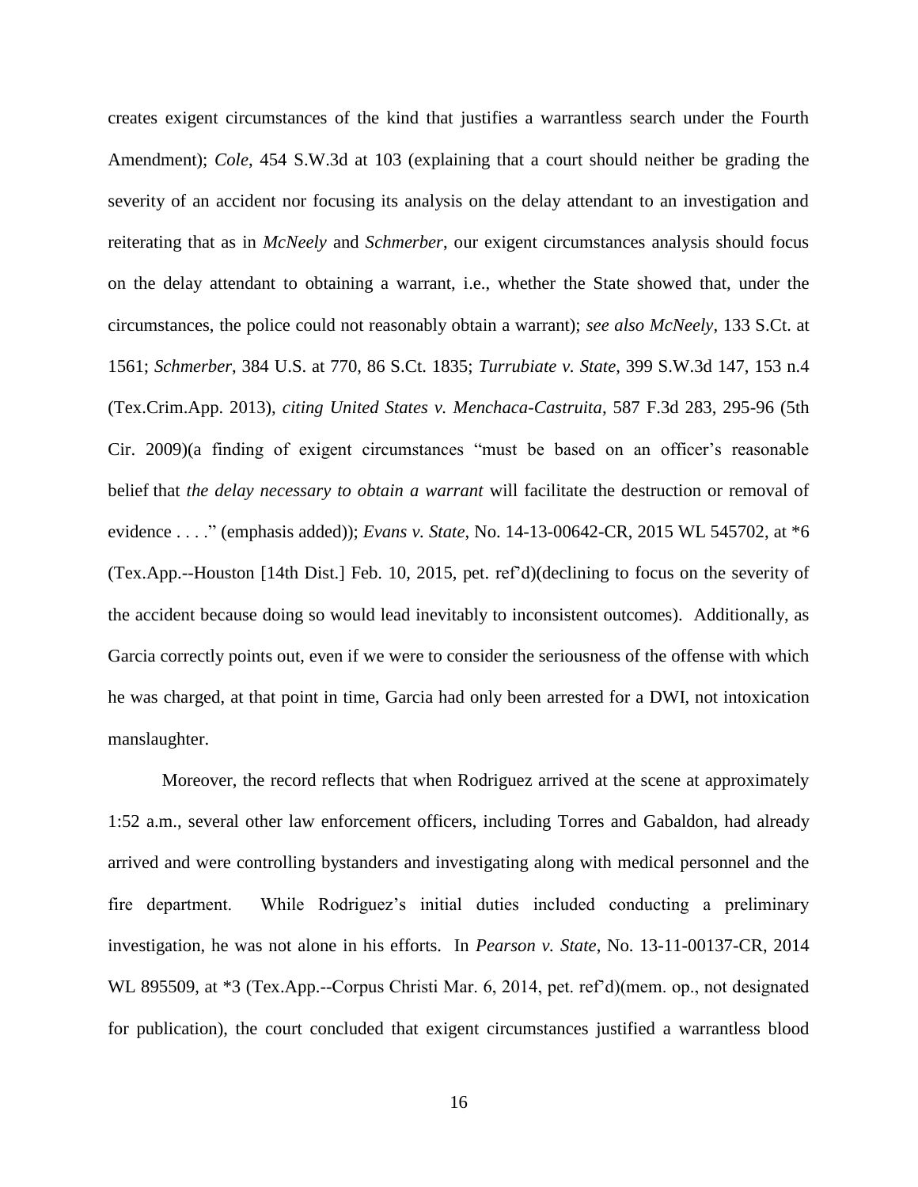creates exigent circumstances of the kind that justifies a warrantless search under the Fourth Amendment); *Cole*, 454 S.W.3d at 103 (explaining that a court should neither be grading the severity of an accident nor focusing its analysis on the delay attendant to an investigation and reiterating that as in *McNeely* and *Schmerber*, our exigent circumstances analysis should focus on the delay attendant to obtaining a warrant, i.e., whether the State showed that, under the circumstances, the police could not reasonably obtain a warrant); *see also McNeely*, 133 S.Ct. at 1561; *Schmerber*, 384 U.S. at 770, 86 S.Ct. 1835; *Turrubiate v. State*, 399 S.W.3d 147, 153 n.4 (Tex.Crim.App. 2013), *citing United States v. Menchaca-Castruita*, 587 F.3d 283, 295-96 (5th Cir. 2009)(a finding of exigent circumstances "must be based on an officer's reasonable belief that *the delay necessary to obtain a warrant* will facilitate the destruction or removal of evidence . . . ." (emphasis added)); *Evans v. State*, No. 14-13-00642-CR, 2015 WL 545702, at *6 (Tex.App.--Houston [14th Dist.] Feb. 10, 2015, pet. ref'd)(declining to focus on the severity of the accident because doing so would lead inevitably to inconsistent outcomes). Additionally, as Garcia correctly points out, even if we were to consider the seriousness of the offense with which he was charged, at that point in time, Garcia had only been arrested for a DWI, not intoxication manslaughter.

Moreover, the record reflects that when Rodriguez arrived at the scene at approximately 1:52 a.m., several other law enforcement officers, including Torres and Gabaldon, had already arrived and were controlling bystanders and investigating along with medical personnel and the fire department. While Rodriguez's initial duties included conducting a preliminary investigation, he was not alone in his efforts. In *Pearson v. State*, No. 13-11-00137-CR, 2014 WL 895509, at *3 (Tex.App.--Corpus Christi Mar. 6, 2014, pet. ref'd)(mem. op., not designated for publication), the court concluded that exigent circumstances justified a warrantless blood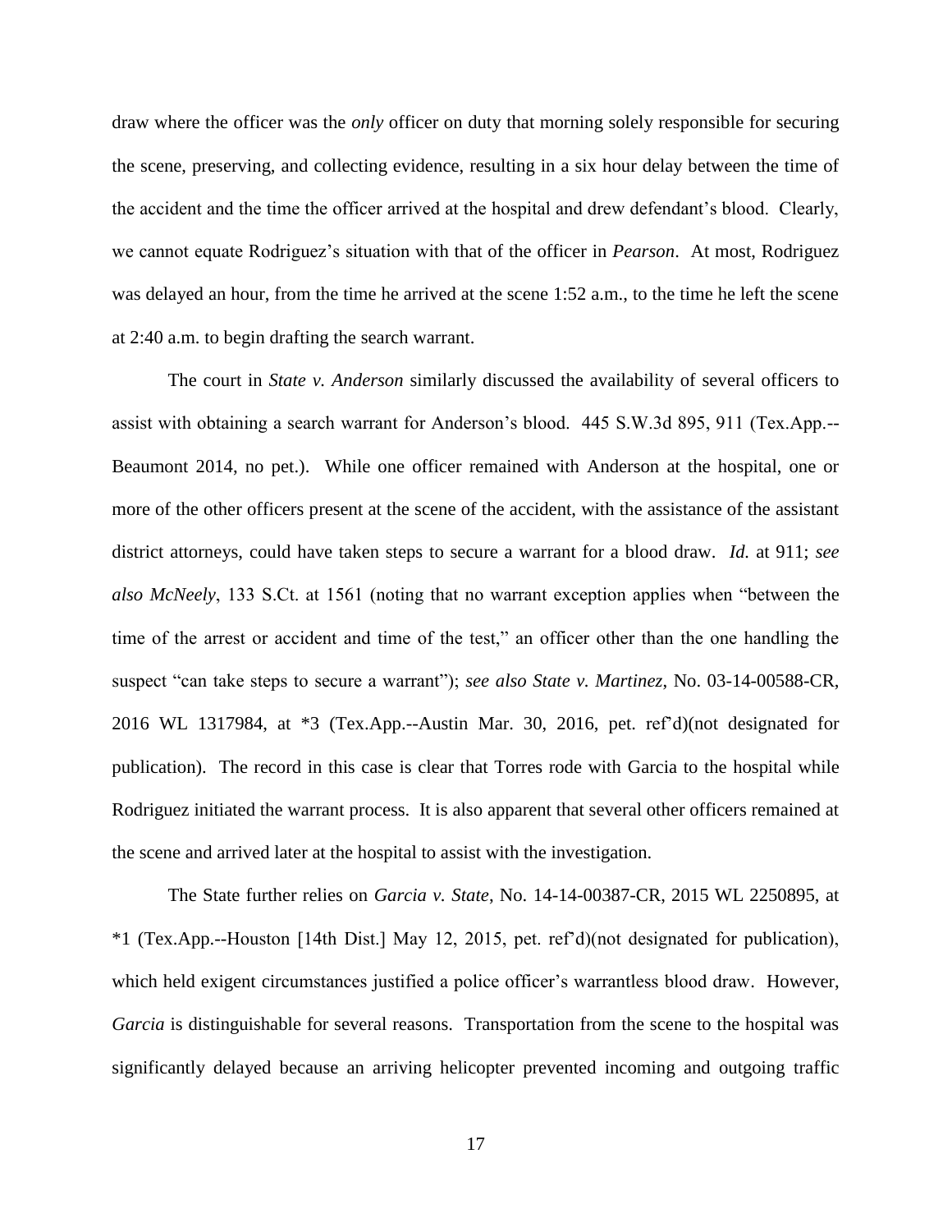draw where the officer was the *only* officer on duty that morning solely responsible for securing the scene, preserving, and collecting evidence, resulting in a six hour delay between the time of the accident and the time the officer arrived at the hospital and drew defendant's blood. Clearly, we cannot equate Rodriguez's situation with that of the officer in *Pearson*. At most, Rodriguez was delayed an hour, from the time he arrived at the scene 1:52 a.m., to the time he left the scene at 2:40 a.m. to begin drafting the search warrant.

The court in *State v. Anderson* similarly discussed the availability of several officers to assist with obtaining a search warrant for Anderson's blood. 445 S.W.3d 895, 911 (Tex.App.--Beaumont 2014, no pet.). While one officer remained with Anderson at the hospital, one or more of the other officers present at the scene of the accident, with the assistance of the assistant district attorneys, could have taken steps to secure a warrant for a blood draw. *Id.* at 911; *see also McNeely*, 133 S.Ct. at 1561 (noting that no warrant exception applies when "between the time of the arrest or accident and time of the test," an officer other than the one handling the suspect "can take steps to secure a warrant"); *see also State v. Martinez*, No. 03-14-00588-CR, 2016 WL 1317984, at *3 (Tex.App.--Austin Mar. 30, 2016, pet. ref'd)(not designated for publication). The record in this case is clear that Torres rode with Garcia to the hospital while Rodriguez initiated the warrant process. It is also apparent that several other officers remained at the scene and arrived later at the hospital to assist with the investigation.

The State further relies on *Garcia v. State*, No. 14-14-00387-CR, 2015 WL 2250895, at *1 (Tex.App.--Houston [14th Dist.] May 12, 2015, pet. ref'd)(not designated for publication), which held exigent circumstances justified a police officer's warrantless blood draw. However, *Garcia* is distinguishable for several reasons. Transportation from the scene to the hospital was significantly delayed because an arriving helicopter prevented incoming and outgoing traffic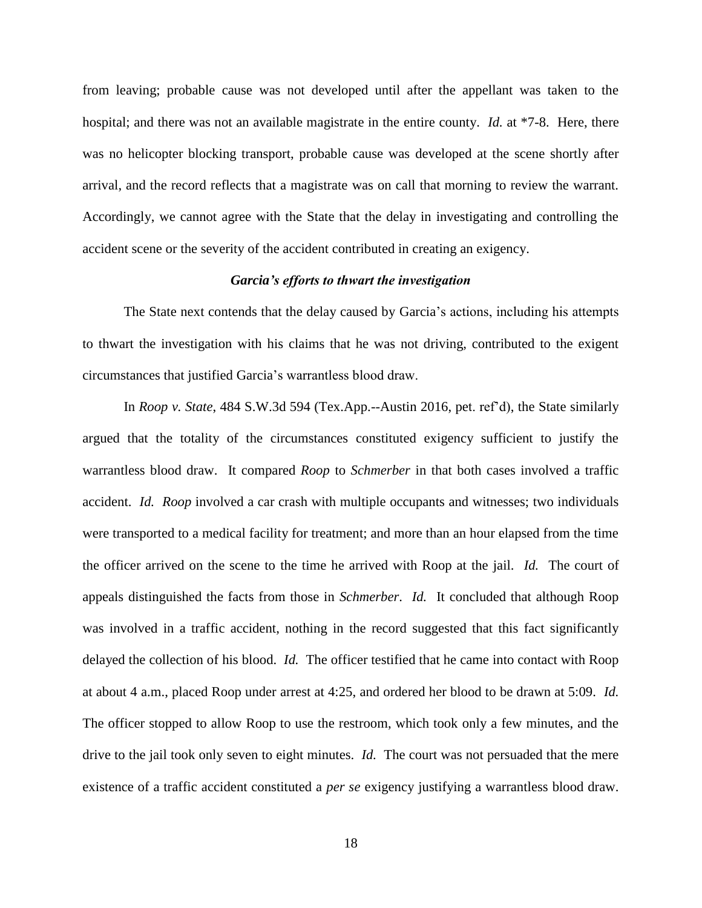from leaving; probable cause was not developed until after the appellant was taken to the hospital; and there was not an available magistrate in the entire county. *Id.* at *7-8. Here, there was no helicopter blocking transport, probable cause was developed at the scene shortly after arrival, and the record reflects that a magistrate was on call that morning to review the warrant. Accordingly, we cannot agree with the State that the delay in investigating and controlling the accident scene or the severity of the accident contributed in creating an exigency.

***Garcia's efforts to thwart the investigation***

The State next contends that the delay caused by Garcia's actions, including his attempts to thwart the investigation with his claims that he was not driving, contributed to the exigent circumstances that justified Garcia's warrantless blood draw.

In *Roop v. State*, 484 S.W.3d 594 (Tex.App.--Austin 2016, pet. ref'd), the State similarly argued that the totality of the circumstances constituted exigency sufficient to justify the warrantless blood draw. It compared *Roop* to *Schmerber* in that both cases involved a traffic accident. *Id.* *Roop* involved a car crash with multiple occupants and witnesses; two individuals were transported to a medical facility for treatment; and more than an hour elapsed from the time the officer arrived on the scene to the time he arrived with Roop at the jail. *Id.* The court of appeals distinguished the facts from those in *Schmerber*. *Id.* It concluded that although Roop was involved in a traffic accident, nothing in the record suggested that this fact significantly delayed the collection of his blood. *Id.* The officer testified that he came into contact with Roop at about 4 a.m., placed Roop under arrest at 4:25, and ordered her blood to be drawn at 5:09. *Id.* The officer stopped to allow Roop to use the restroom, which took only a few minutes, and the drive to the jail took only seven to eight minutes. *Id.* The court was not persuaded that the mere existence of a traffic accident constituted a *per se* exigency justifying a warrantless blood draw.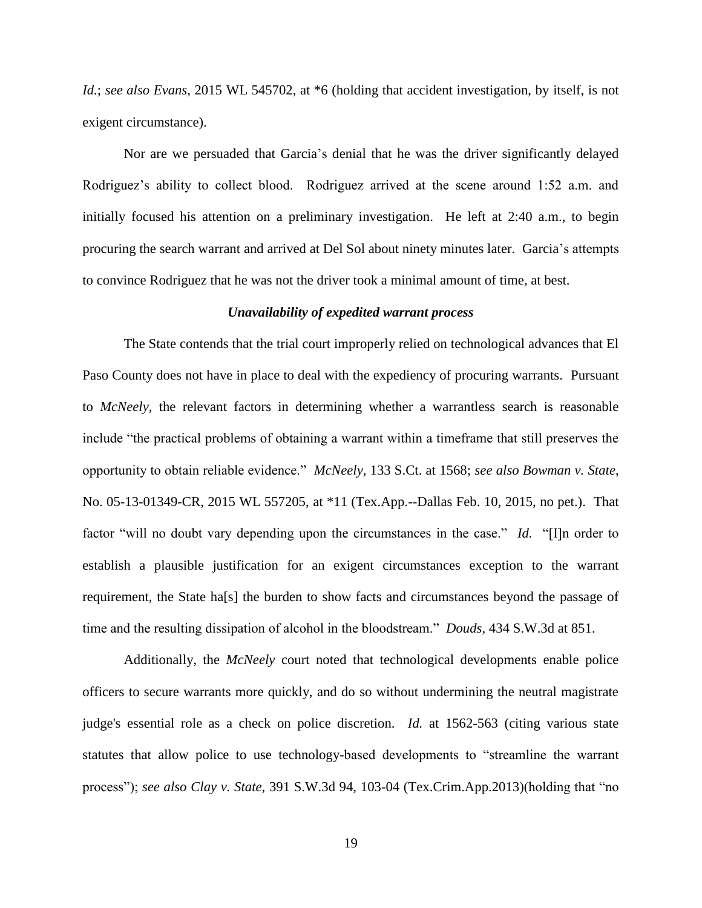*Id.*; *see also Evans*, 2015 WL 545702, at *6 (holding that accident investigation, by itself, is not exigent circumstance).

Nor are we persuaded that Garcia's denial that he was the driver significantly delayed Rodriguez's ability to collect blood. Rodriguez arrived at the scene around 1:52 a.m. and initially focused his attention on a preliminary investigation. He left at 2:40 a.m., to begin procuring the search warrant and arrived at Del Sol about ninety minutes later. Garcia's attempts to convince Rodriguez that he was not the driver took a minimal amount of time, at best.

***Unavailability of expedited warrant process***

The State contends that the trial court improperly relied on technological advances that El Paso County does not have in place to deal with the expediency of procuring warrants. Pursuant to *McNeely*, the relevant factors in determining whether a warrantless search is reasonable include "the practical problems of obtaining a warrant within a timeframe that still preserves the opportunity to obtain reliable evidence." *McNeely*, 133 S.Ct. at 1568; *see also Bowman v. State*, No. 05-13-01349-CR, 2015 WL 557205, at *11 (Tex.App.--Dallas Feb. 10, 2015, no pet.). That factor "will no doubt vary depending upon the circumstances in the case." *Id.* "[I]n order to establish a plausible justification for an exigent circumstances exception to the warrant requirement, the State ha[s] the burden to show facts and circumstances beyond the passage of time and the resulting dissipation of alcohol in the bloodstream." *Douds*, 434 S.W.3d at 851.

Additionally, the *McNeely* court noted that technological developments enable police officers to secure warrants more quickly, and do so without undermining the neutral magistrate judge's essential role as a check on police discretion. *Id.* at 1562-563 (citing various state statutes that allow police to use technology-based developments to "streamline the warrant process"); *see also Clay v. State*, 391 S.W.3d 94, 103-04 (Tex.Crim.App.2013)(holding that "no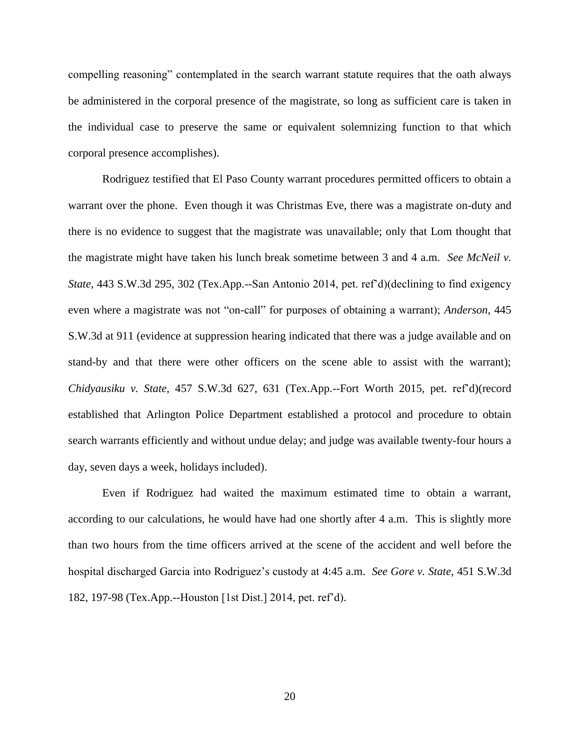compelling reasoning" contemplated in the search warrant statute requires that the oath always be administered in the corporal presence of the magistrate, so long as sufficient care is taken in the individual case to preserve the same or equivalent solemnizing function to that which corporal presence accomplishes).

Rodriguez testified that El Paso County warrant procedures permitted officers to obtain a warrant over the phone. Even though it was Christmas Eve, there was a magistrate on-duty and there is no evidence to suggest that the magistrate was unavailable; only that Lom thought that the magistrate might have taken his lunch break sometime between 3 and 4 a.m. *See McNeil v. State*, 443 S.W.3d 295, 302 (Tex.App.--San Antonio 2014, pet. ref'd)(declining to find exigency even where a magistrate was not "on-call" for purposes of obtaining a warrant); *Anderson*, 445 S.W.3d at 911 (evidence at suppression hearing indicated that there was a judge available and on stand-by and that there were other officers on the scene able to assist with the warrant); *Chidyausiku v. State*, 457 S.W.3d 627, 631 (Tex.App.--Fort Worth 2015, pet. ref'd)(record established that Arlington Police Department established a protocol and procedure to obtain search warrants efficiently and without undue delay; and judge was available twenty-four hours a day, seven days a week, holidays included).

Even if Rodriguez had waited the maximum estimated time to obtain a warrant, according to our calculations, he would have had one shortly after 4 a.m. This is slightly more than two hours from the time officers arrived at the scene of the accident and well before the hospital discharged Garcia into Rodriguez's custody at 4:45 a.m. *See Gore v. State*, 451 S.W.3d 182, 197-98 (Tex.App.--Houston [1st Dist.] 2014, pet. ref'd).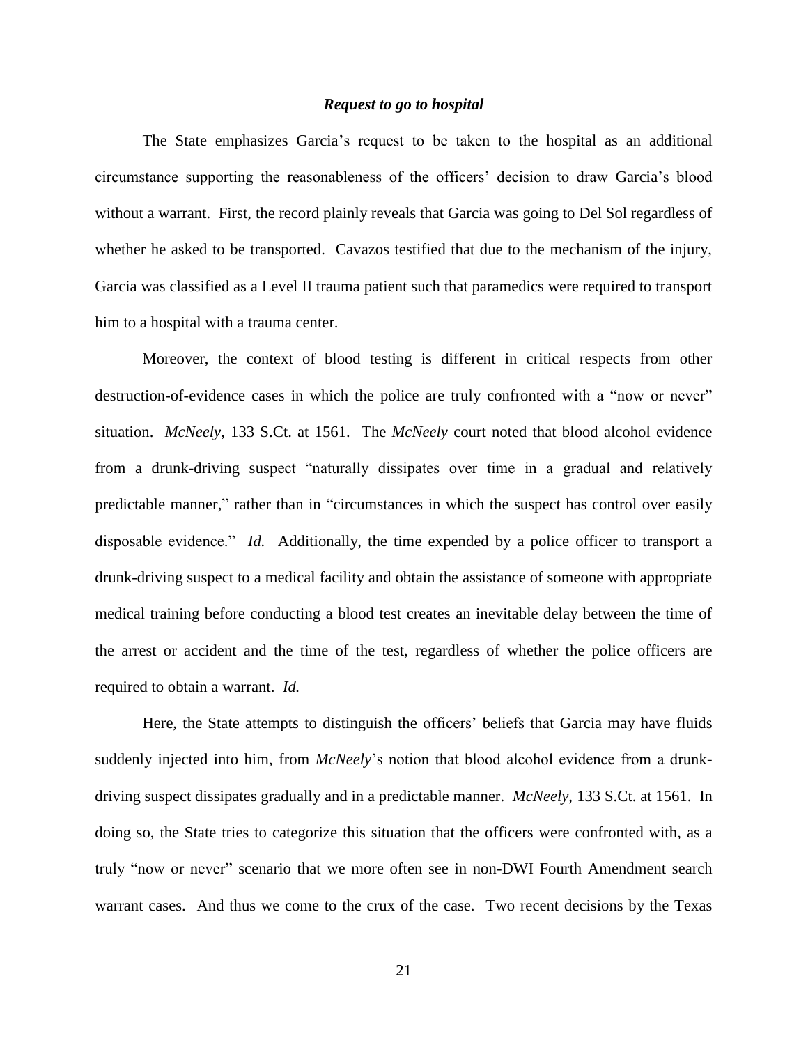***Request to go to hospital***

The State emphasizes Garcia's request to be taken to the hospital as an additional circumstance supporting the reasonableness of the officers' decision to draw Garcia's blood without a warrant. First, the record plainly reveals that Garcia was going to Del Sol regardless of whether he asked to be transported. Cavazos testified that due to the mechanism of the injury, Garcia was classified as a Level II trauma patient such that paramedics were required to transport him to a hospital with a trauma center.

Moreover, the context of blood testing is different in critical respects from other destruction-of-evidence cases in which the police are truly confronted with a "now or never" situation. *McNeely*, 133 S.Ct. at 1561. The *McNeely* court noted that blood alcohol evidence from a drunk-driving suspect "naturally dissipates over time in a gradual and relatively predictable manner," rather than in "circumstances in which the suspect has control over easily disposable evidence." *Id.* Additionally, the time expended by a police officer to transport a drunk-driving suspect to a medical facility and obtain the assistance of someone with appropriate medical training before conducting a blood test creates an inevitable delay between the time of the arrest or accident and the time of the test, regardless of whether the police officers are required to obtain a warrant. *Id.*

Here, the State attempts to distinguish the officers' beliefs that Garcia may have fluids suddenly injected into him, from *McNeely*'s notion that blood alcohol evidence from a drunk-driving suspect dissipates gradually and in a predictable manner. *McNeely*, 133 S.Ct. at 1561. In doing so, the State tries to categorize this situation that the officers were confronted with, as a truly "now or never" scenario that we more often see in non-DWI Fourth Amendment search warrant cases. And thus we come to the crux of the case. Two recent decisions by the Texas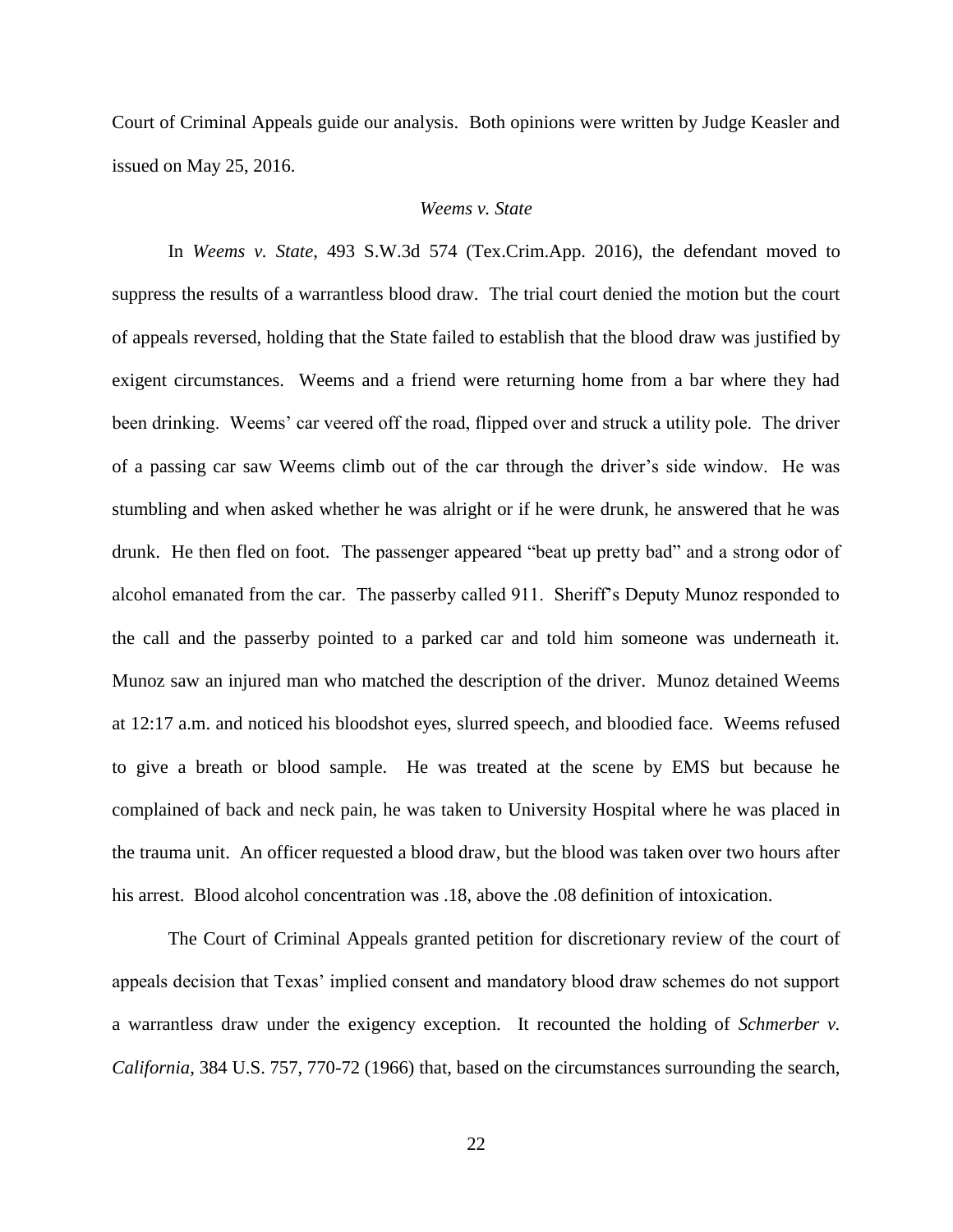Court of Criminal Appeals guide our analysis. Both opinions were written by Judge Keasler and issued on May 25, 2016.

*Weems v. State*

In *Weems v. State*, 493 S.W.3d 574 (Tex.Crim.App. 2016), the defendant moved to suppress the results of a warrantless blood draw. The trial court denied the motion but the court of appeals reversed, holding that the State failed to establish that the blood draw was justified by exigent circumstances. Weems and a friend were returning home from a bar where they had been drinking. Weems' car veered off the road, flipped over and struck a utility pole. The driver of a passing car saw Weems climb out of the car through the driver's side window. He was stumbling and when asked whether he was alright or if he were drunk, he answered that he was drunk. He then fled on foot. The passenger appeared "beat up pretty bad" and a strong odor of alcohol emanated from the car. The passerby called 911. Sheriff's Deputy Munoz responded to the call and the passerby pointed to a parked car and told him someone was underneath it. Munoz saw an injured man who matched the description of the driver. Munoz detained Weems at 12:17 a.m. and noticed his bloodshot eyes, slurred speech, and bloodied face. Weems refused to give a breath or blood sample. He was treated at the scene by EMS but because he complained of back and neck pain, he was taken to University Hospital where he was placed in the trauma unit. An officer requested a blood draw, but the blood was taken over two hours after his arrest. Blood alcohol concentration was .18, above the .08 definition of intoxication.

The Court of Criminal Appeals granted petition for discretionary review of the court of appeals decision that Texas' implied consent and mandatory blood draw schemes do not support a warrantless draw under the exigency exception. It recounted the holding of *Schmerber v. California*, 384 U.S. 757, 770-72 (1966) that, based on the circumstances surrounding the search,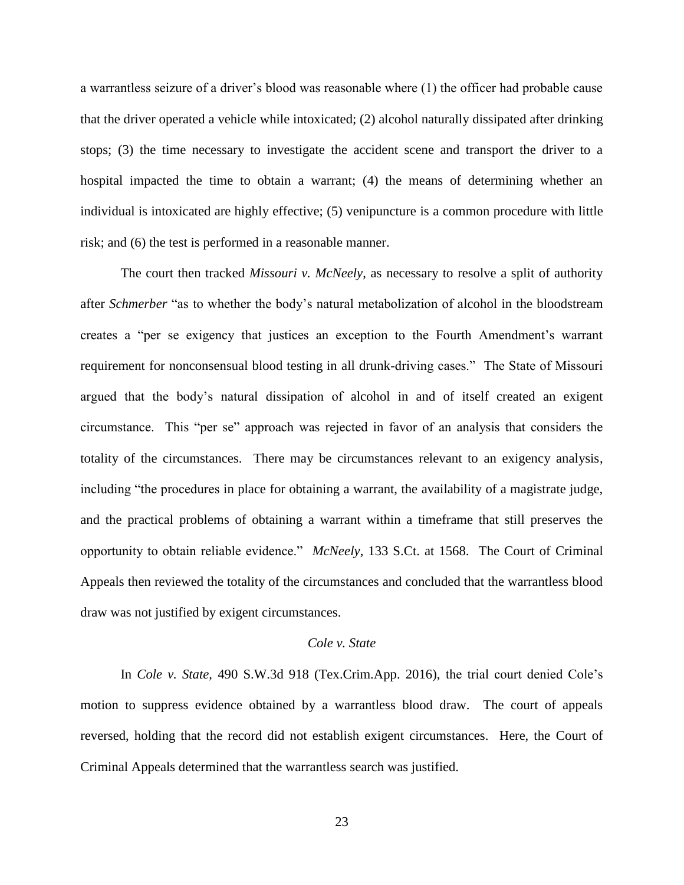a warrantless seizure of a driver's blood was reasonable where (1) the officer had probable cause that the driver operated a vehicle while intoxicated; (2) alcohol naturally dissipated after drinking stops; (3) the time necessary to investigate the accident scene and transport the driver to a hospital impacted the time to obtain a warrant; (4) the means of determining whether an individual is intoxicated are highly effective; (5) venipuncture is a common procedure with little risk; and (6) the test is performed in a reasonable manner.

The court then tracked *Missouri v. McNeely*, as necessary to resolve a split of authority after *Schmerber* "as to whether the body's natural metabolization of alcohol in the bloodstream creates a "per se exigency that justices an exception to the Fourth Amendment's warrant requirement for nonconsensual blood testing in all drunk-driving cases." The State of Missouri argued that the body's natural dissipation of alcohol in and of itself created an exigent circumstance. This "per se" approach was rejected in favor of an analysis that considers the totality of the circumstances. There may be circumstances relevant to an exigency analysis, including "the procedures in place for obtaining a warrant, the availability of a magistrate judge, and the practical problems of obtaining a warrant within a timeframe that still preserves the opportunity to obtain reliable evidence." *McNeely*, 133 S.Ct. at 1568. The Court of Criminal Appeals then reviewed the totality of the circumstances and concluded that the warrantless blood draw was not justified by exigent circumstances.

### *Cole v. State*

In *Cole v. State,* 490 S.W.3d 918 (Tex.Crim.App. 2016), the trial court denied Cole's motion to suppress evidence obtained by a warrantless blood draw. The court of appeals reversed, holding that the record did not establish exigent circumstances. Here, the Court of Criminal Appeals determined that the warrantless search was justified.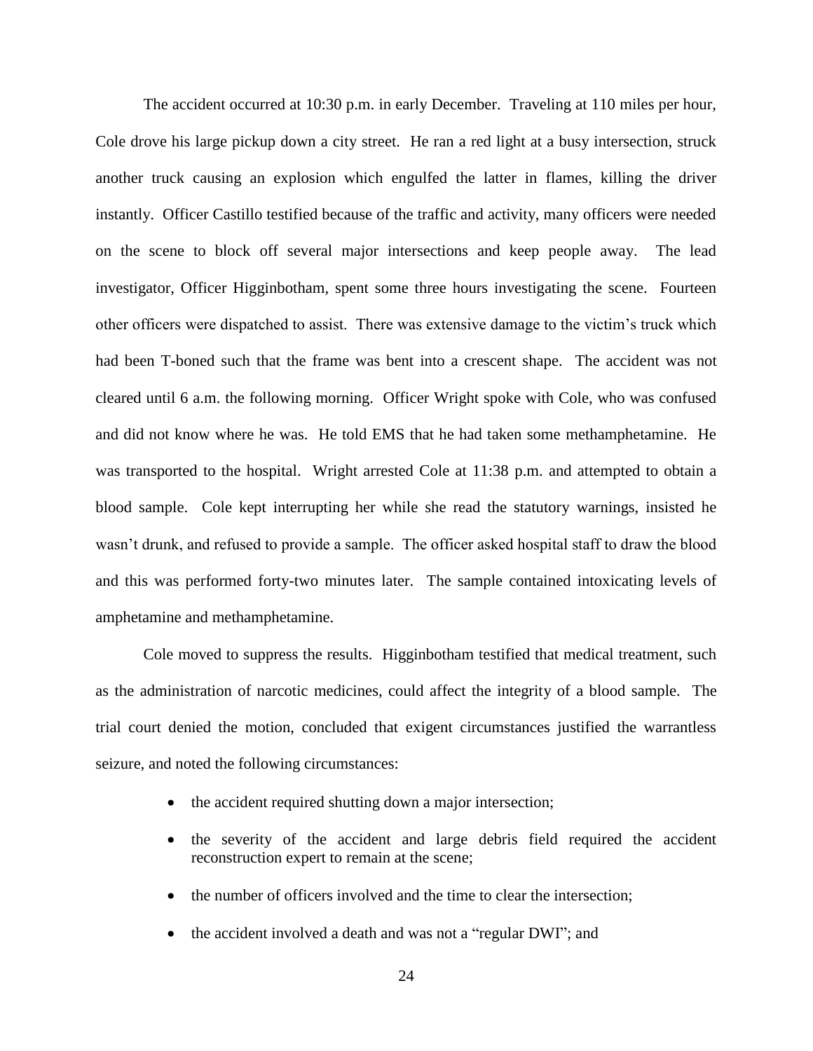The accident occurred at 10:30 p.m. in early December. Traveling at 110 miles per hour, Cole drove his large pickup down a city street. He ran a red light at a busy intersection, struck another truck causing an explosion which engulfed the latter in flames, killing the driver instantly. Officer Castillo testified because of the traffic and activity, many officers were needed on the scene to block off several major intersections and keep people away. The lead investigator, Officer Higginbotham, spent some three hours investigating the scene. Fourteen other officers were dispatched to assist. There was extensive damage to the victim's truck which had been T-boned such that the frame was bent into a crescent shape. The accident was not cleared until 6 a.m. the following morning. Officer Wright spoke with Cole, who was confused and did not know where he was. He told EMS that he had taken some methamphetamine. He was transported to the hospital. Wright arrested Cole at 11:38 p.m. and attempted to obtain a blood sample. Cole kept interrupting her while she read the statutory warnings, insisted he wasn't drunk, and refused to provide a sample. The officer asked hospital staff to draw the blood and this was performed forty-two minutes later. The sample contained intoxicating levels of amphetamine and methamphetamine.

Cole moved to suppress the results. Higginbotham testified that medical treatment, such as the administration of narcotic medicines, could affect the integrity of a blood sample. The trial court denied the motion, concluded that exigent circumstances justified the warrantless seizure, and noted the following circumstances:

- the accident required shutting down a major intersection;
- the severity of the accident and large debris field required the accident reconstruction expert to remain at the scene;
- the number of officers involved and the time to clear the intersection;
- the accident involved a death and was not a "regular DWI"; and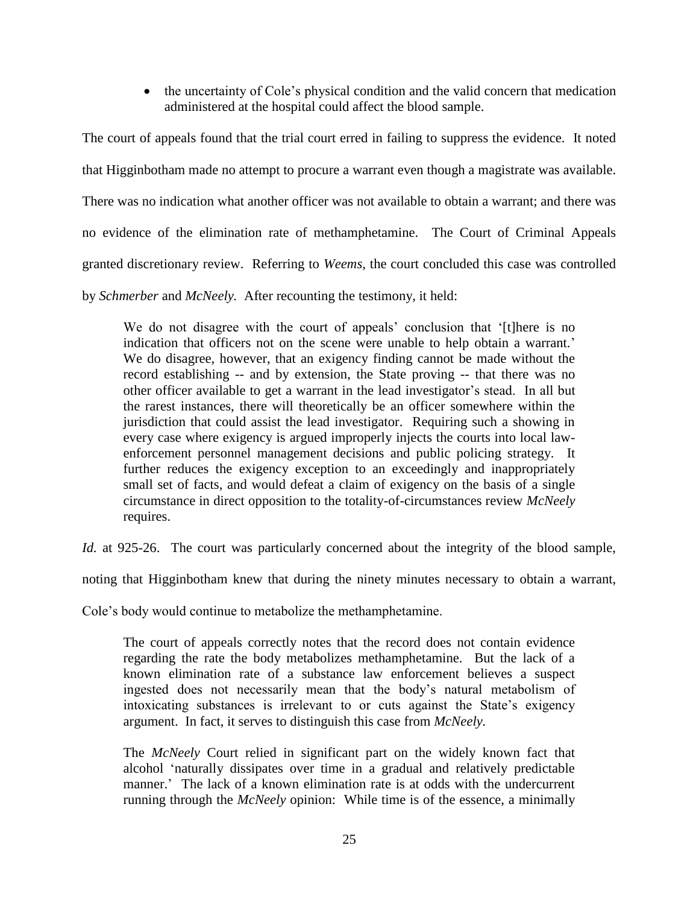- the uncertainty of Cole's physical condition and the valid concern that medication administered at the hospital could affect the blood sample.

The court of appeals found that the trial court erred in failing to suppress the evidence. It noted that Higginbotham made no attempt to procure a warrant even though a magistrate was available. There was no indication what another officer was not available to obtain a warrant; and there was no evidence of the elimination rate of methamphetamine. The Court of Criminal Appeals granted discretionary review. Referring to *Weems*, the court concluded this case was controlled by *Schmerber* and *McNeely.* After recounting the testimony, it held:

> We do not disagree with the court of appeals' conclusion that '[t]here is no indication that officers not on the scene were unable to help obtain a warrant.' We do disagree, however, that an exigency finding cannot be made without the record establishing -- and by extension, the State proving -- that there was no other officer available to get a warrant in the lead investigator's stead. In all but the rarest instances, there will theoretically be an officer somewhere within the jurisdiction that could assist the lead investigator. Requiring such a showing in every case where exigency is argued improperly injects the courts into local law-enforcement personnel management decisions and public policing strategy. It further reduces the exigency exception to an exceedingly and inappropriately small set of facts, and would defeat a claim of exigency on the basis of a single circumstance in direct opposition to the totality-of-circumstances review *McNeely* requires.

*Id.* at 925-26. The court was particularly concerned about the integrity of the blood sample, noting that Higginbotham knew that during the ninety minutes necessary to obtain a warrant, Cole's body would continue to metabolize the methamphetamine.

> The court of appeals correctly notes that the record does not contain evidence regarding the rate the body metabolizes methamphetamine. But the lack of a known elimination rate of a substance law enforcement believes a suspect ingested does not necessarily mean that the body's natural metabolism of intoxicating substances is irrelevant to or cuts against the State's exigency argument. In fact, it serves to distinguish this case from *McNeely.*
>
> The *McNeely* Court relied in significant part on the widely known fact that alcohol 'naturally dissipates over time in a gradual and relatively predictable manner.' The lack of a known elimination rate is at odds with the undercurrent running through the *McNeely* opinion: While time is of the essence, a minimally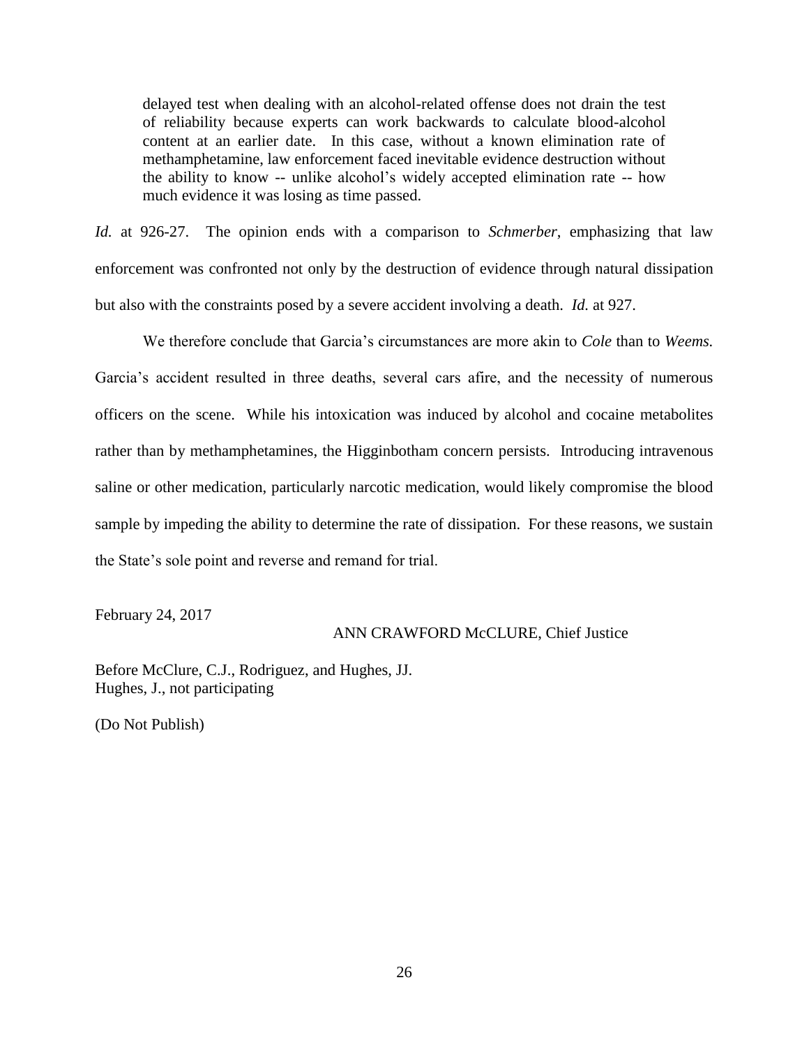> delayed test when dealing with an alcohol-related offense does not drain the test of reliability because experts can work backwards to calculate blood-alcohol content at an earlier date. In this case, without a known elimination rate of methamphetamine, law enforcement faced inevitable evidence destruction without the ability to know -- unlike alcohol's widely accepted elimination rate -- how much evidence it was losing as time passed.

*Id.* at 926-27. The opinion ends with a comparison to *Schmerber*, emphasizing that law enforcement was confronted not only by the destruction of evidence through natural dissipation but also with the constraints posed by a severe accident involving a death. *Id.* at 927.

We therefore conclude that Garcia's circumstances are more akin to *Cole* than to *Weems.* Garcia's accident resulted in three deaths, several cars afire, and the necessity of numerous officers on the scene. While his intoxication was induced by alcohol and cocaine metabolites rather than by methamphetamines, the Higginbotham concern persists. Introducing intravenous saline or other medication, particularly narcotic medication, would likely compromise the blood sample by impeding the ability to determine the rate of dissipation. For these reasons, we sustain the State's sole point and reverse and remand for trial.

February 24, 2017

ANN CRAWFORD McCLURE, Chief Justice

Before McClure, C.J., Rodriguez, and Hughes, JJ.
Hughes, J., not participating

(Do Not Publish)